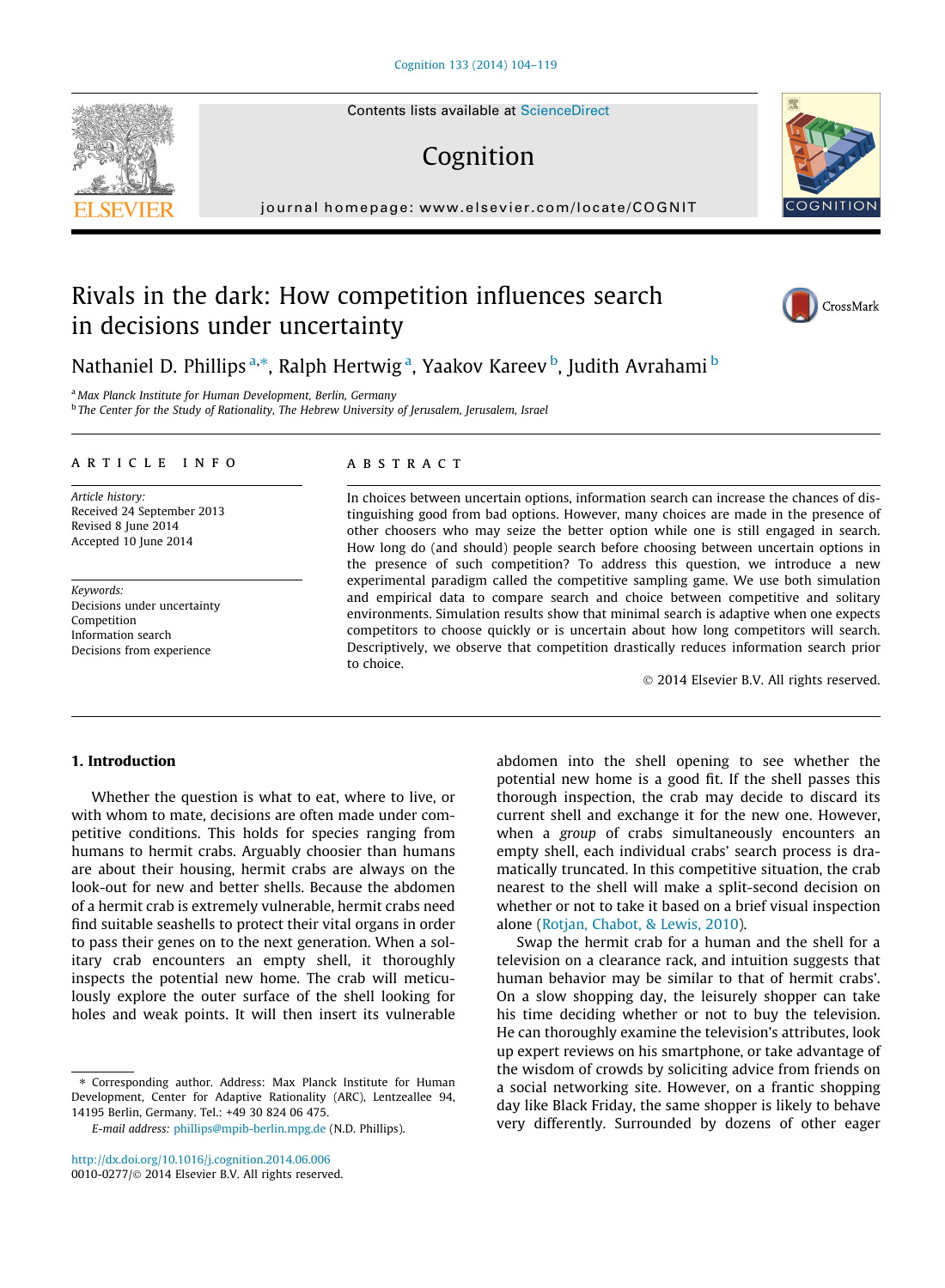Contents lists available at ScienceDirect

# Cognition

journal homepage: www.elsevier.com/locate/COGNIT

# Rivals in the dark: How competition influences search in decisions under uncertainty

Nathaniel D. Phillips [a,*], Ralph Hertwig [a], Yaakov Kareev [b], Judith Avrahami [b]

[a] Max Planck Institute for Human Development, Berlin, Germany
[b] The Center for the Study of Rationality, The Hebrew University of Jerusalem, Jerusalem, Israel

## ARTICLE INFO

*Article history:*
Received 24 September 2013
Revised 8 June 2014
Accepted 10 June 2014

*Keywords:*
Decisions under uncertainty
Competition
Information search
Decisions from experience

## ABSTRACT

In choices between uncertain options, information search can increase the chances of distinguishing good from bad options. However, many choices are made in the presence of other choosers who may seize the better option while one is still engaged in search. How long do (and should) people search before choosing between uncertain options in the presence of such competition? To address this question, we introduce a new experimental paradigm called the competitive sampling game. We use both simulation and empirical data to compare search and choice between competitive and solitary environments. Simulation results show that minimal search is adaptive when one expects competitors to choose quickly or is uncertain about how long competitors will search. Descriptively, we observe that competition drastically reduces information search prior to choice.

© 2014 Elsevier B.V. All rights reserved.

## 1. Introduction

Whether the question is what to eat, where to live, or with whom to mate, decisions are often made under competitive conditions. This holds for species ranging from humans to hermit crabs. Arguably choosier than humans are about their housing, hermit crabs are always on the look-out for new and better shells. Because the abdomen of a hermit crab is extremely vulnerable, hermit crabs need find suitable seashells to protect their vital organs in order to pass their genes on to the next generation. When a solitary crab encounters an empty shell, it thoroughly inspects the potential new home. The crab will meticulously explore the outer surface of the shell looking for holes and weak points. It will then insert its vulnerable abdomen into the shell opening to see whether the potential new home is a good fit. If the shell passes this thorough inspection, the crab may decide to discard its current shell and exchange it for the new one. However, when a *group* of crabs simultaneously encounters an empty shell, each individual crabs' search process is dramatically truncated. In this competitive situation, the crab nearest to the shell will make a split-second decision on whether or not to take it based on a brief visual inspection alone (Rotjan, Chabot, & Lewis, 2010).

Swap the hermit crab for a human and the shell for a television on a clearance rack, and intuition suggests that human behavior may be similar to that of hermit crabs'. On a slow shopping day, the leisurely shopper can take his time deciding whether or not to buy the television. He can thoroughly examine the television's attributes, look up expert reviews on his smartphone, or take advantage of the wisdom of crowds by soliciting advice from friends on a social networking site. However, on a frantic shopping day like Black Friday, the same shopper is likely to behave very differently. Surrounded by dozens of other eager

* Corresponding author. Address: Max Planck Institute for Human Development, Center for Adaptive Rationality (ARC), Lentzeallee 94, 14195 Berlin, Germany. Tel.: +49 30 824 06 475.
*E-mail address:* phillips@mpib-berlin.mpg.de (N.D. Phillips).

http://dx.doi.org/10.1016/j.cognition.2014.06.006
0010-0277/© 2014 Elsevier B.V. All rights reserved.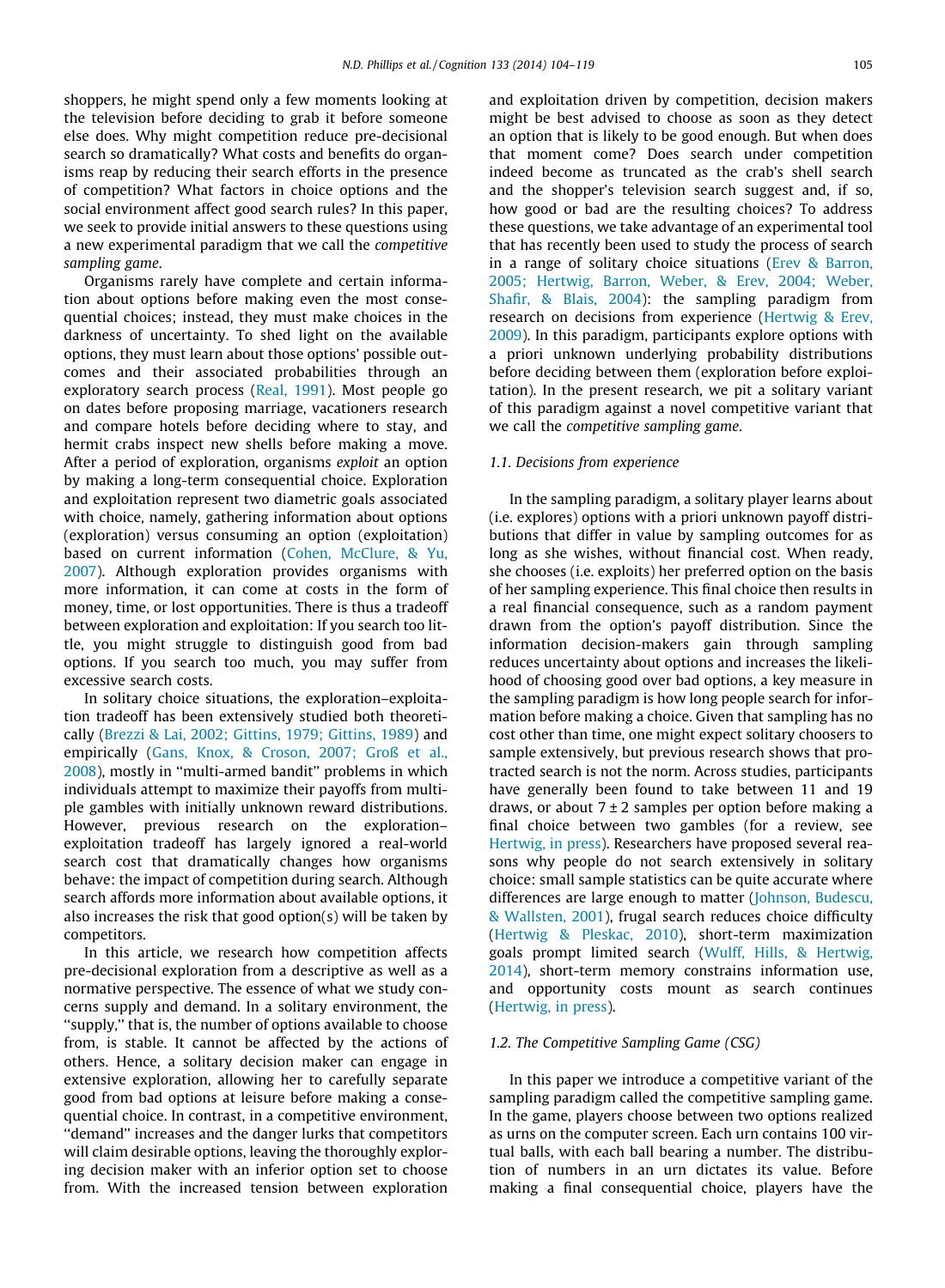shoppers, he might spend only a few moments looking at the television before deciding to grab it before someone else does. Why might competition reduce pre-decisional search so dramatically? What costs and benefits do organisms reap by reducing their search efforts in the presence of competition? What factors in choice options and the social environment affect good search rules? In this paper, we seek to provide initial answers to these questions using a new experimental paradigm that we call the *competitive sampling game*.

Organisms rarely have complete and certain information about options before making even the most consequential choices; instead, they must make choices in the darkness of uncertainty. To shed light on the available options, they must learn about those options' possible outcomes and their associated probabilities through an exploratory search process (Real, 1991). Most people go on dates before proposing marriage, vacationers research and compare hotels before deciding where to stay, and hermit crabs inspect new shells before making a move. After a period of exploration, organisms *exploit* an option by making a long-term consequential choice. Exploration and exploitation represent two diametric goals associated with choice, namely, gathering information about options (exploration) versus consuming an option (exploitation) based on current information (Cohen, McClure, & Yu, 2007). Although exploration provides organisms with more information, it can come at costs in the form of money, time, or lost opportunities. There is thus a tradeoff between exploration and exploitation: If you search too little, you might struggle to distinguish good from bad options. If you search too much, you may suffer from excessive search costs.

In solitary choice situations, the exploration–exploitation tradeoff has been extensively studied both theoretically (Brezzi & Lai, 2002; Gittins, 1979; Gittins, 1989) and empirically (Gans, Knox, & Croson, 2007; Groß et al., 2008), mostly in "multi-armed bandit" problems in which individuals attempt to maximize their payoffs from multiple gambles with initially unknown reward distributions. However, previous research on the exploration–exploitation tradeoff has largely ignored a real-world search cost that dramatically changes how organisms behave: the impact of competition during search. Although search affords more information about available options, it also increases the risk that good option(s) will be taken by competitors.

In this article, we research how competition affects pre-decisional exploration from a descriptive as well as a normative perspective. The essence of what we study concerns supply and demand. In a solitary environment, the "supply," that is, the number of options available to choose from, is stable. It cannot be affected by the actions of others. Hence, a solitary decision maker can engage in extensive exploration, allowing her to carefully separate good from bad options at leisure before making a consequential choice. In contrast, in a competitive environment, "demand" increases and the danger lurks that competitors will claim desirable options, leaving the thoroughly exploring decision maker with an inferior option set to choose from. With the increased tension between exploration and exploitation driven by competition, decision makers might be best advised to choose as soon as they detect an option that is likely to be good enough. But when does that moment come? Does search under competition indeed become as truncated as the crab's shell search and the shopper's television search suggest and, if so, how good or bad are the resulting choices? To address these questions, we take advantage of an experimental tool that has recently been used to study the process of search in a range of solitary choice situations (Erev & Barron, 2005; Hertwig, Barron, Weber, & Erev, 2004; Weber, Shafir, & Blais, 2004): the sampling paradigm from research on decisions from experience (Hertwig & Erev, 2009). In this paradigm, participants explore options with a priori unknown underlying probability distributions before deciding between them (exploration before exploitation). In the present research, we pit a solitary variant of this paradigm against a novel competitive variant that we call the *competitive sampling game*.

### 1.1. Decisions from experience

In the sampling paradigm, a solitary player learns about (i.e. explores) options with a priori unknown payoff distributions that differ in value by sampling outcomes for as long as she wishes, without financial cost. When ready, she chooses (i.e. exploits) her preferred option on the basis of her sampling experience. This final choice then results in a real financial consequence, such as a random payment drawn from the option's payoff distribution. Since the information decision-makers gain through sampling reduces uncertainty about options and increases the likelihood of choosing good over bad options, a key measure in the sampling paradigm is how long people search for information before making a choice. Given that sampling has no cost other than time, one might expect solitary choosers to sample extensively, but previous research shows that protracted search is not the norm. Across studies, participants have generally been found to take between 11 and 19 draws, or about 7 ± 2 samples per option before making a final choice between two gambles (for a review, see Hertwig, in press). Researchers have proposed several reasons why people do not search extensively in solitary choice: small sample statistics can be quite accurate where differences are large enough to matter (Johnson, Budescu, & Wallsten, 2001), frugal search reduces choice difficulty (Hertwig & Pleskac, 2010), short-term maximization goals prompt limited search (Wulff, Hills, & Hertwig, 2014), short-term memory constrains information use, and opportunity costs mount as search continues (Hertwig, in press).

### 1.2. The Competitive Sampling Game (CSG)

In this paper we introduce a competitive variant of the sampling paradigm called the competitive sampling game. In the game, players choose between two options realized as urns on the computer screen. Each urn contains 100 virtual balls, with each ball bearing a number. The distribution of numbers in an urn dictates its value. Before making a final consequential choice, players have the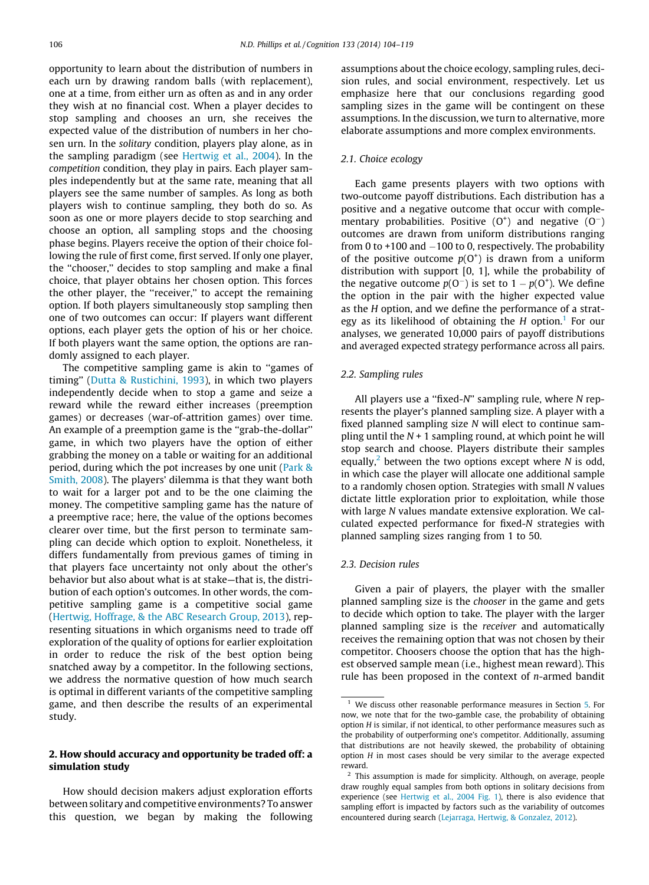opportunity to learn about the distribution of numbers in each urn by drawing random balls (with replacement), one at a time, from either urn as often as and in any order they wish at no financial cost. When a player decides to stop sampling and chooses an urn, she receives the expected value of the distribution of numbers in her chosen urn. In the *solitary* condition, players play alone, as in the sampling paradigm (see Hertwig et al., 2004). In the *competition* condition, they play in pairs. Each player samples independently but at the same rate, meaning that all players see the same number of samples. As long as both players wish to continue sampling, they both do so. As soon as one or more players decide to stop searching and choose an option, all sampling stops and the choosing phase begins. Players receive the option of their choice following the rule of first come, first served. If only one player, the "chooser," decides to stop sampling and make a final choice, that player obtains her chosen option. This forces the other player, the "receiver," to accept the remaining option. If both players simultaneously stop sampling then one of two outcomes can occur: If players want different options, each player gets the option of his or her choice. If both players want the same option, the options are randomly assigned to each player.

The competitive sampling game is akin to "games of timing" (Dutta & Rustichini, 1993), in which two players independently decide when to stop a game and seize a reward while the reward either increases (preemption games) or decreases (war-of-attrition games) over time. An example of a preemption game is the "grab-the-dollar" game, in which two players have the option of either grabbing the money on a table or waiting for an additional period, during which the pot increases by one unit (Park & Smith, 2008). The players' dilemma is that they want both to wait for a larger pot and to be the one claiming the money. The competitive sampling game has the nature of a preemptive race; here, the value of the options becomes clearer over time, but the first person to terminate sampling can decide which option to exploit. Nonetheless, it differs fundamentally from previous games of timing in that players face uncertainty not only about the other's behavior but also about what is at stake—that is, the distribution of each option's outcomes. In other words, the competitive sampling game is a competitive social game (Hertwig, Hoffrage, & the ABC Research Group, 2013), representing situations in which organisms need to trade off exploration of the quality of options for earlier exploitation in order to reduce the risk of the best option being snatched away by a competitor. In the following sections, we address the normative question of how much search is optimal in different variants of the competitive sampling game, and then describe the results of an experimental study.

## 2. How should accuracy and opportunity be traded off: a simulation study

How should decision makers adjust exploration efforts between solitary and competitive environments? To answer this question, we began by making the following assumptions about the choice ecology, sampling rules, decision rules, and social environment, respectively. Let us emphasize here that our conclusions regarding good sampling sizes in the game will be contingent on these assumptions. In the discussion, we turn to alternative, more elaborate assumptions and more complex environments.

### 2.1. Choice ecology

Each game presents players with two options with two-outcome payoff distributions. Each distribution has a positive and a negative outcome that occur with complementary probabilities. Positive ($O^{+}$) and negative ($O^{-}$) outcomes are drawn from uniform distributions ranging from 0 to +100 and −100 to 0, respectively. The probability of the positive outcome $p(O^{+})$ is drawn from a uniform distribution with support [0, 1], while the probability of the negative outcome $p(O^{-})$ is set to $1 - p(O^{+})$. We define the option in the pair with the higher expected value as the *H* option, and we define the performance of a strategy as its likelihood of obtaining the *H* option.[1] For our analyses, we generated 10,000 pairs of payoff distributions and averaged expected strategy performance across all pairs.

### 2.2. Sampling rules

All players use a "fixed-*N*" sampling rule, where *N* represents the player's planned sampling size. A player with a fixed planned sampling size *N* will elect to continue sampling until the *N* + 1 sampling round, at which point he will stop search and choose. Players distribute their samples equally,[2] between the two options except where *N* is odd, in which case the player will allocate one additional sample to a randomly chosen option. Strategies with small *N* values dictate little exploration prior to exploitation, while those with large *N* values mandate extensive exploration. We calculated expected performance for fixed-*N* strategies with planned sampling sizes ranging from 1 to 50.

### 2.3. Decision rules

Given a pair of players, the player with the smaller planned sampling size is the *chooser* in the game and gets to decide which option to take. The player with the larger planned sampling size is the *receiver* and automatically receives the remaining option that was not chosen by their competitor. Choosers choose the option that has the highest observed sample mean (i.e., highest mean reward). This rule has been proposed in the context of *n*-armed bandit

---

[1] We discuss other reasonable performance measures in Section 5. For now, we note that for the two-gamble case, the probability of obtaining option *H* is similar, if not identical, to other performance measures such as the probability of outperforming one's competitor. Additionally, assuming that distributions are not heavily skewed, the probability of obtaining option *H* in most cases should be very similar to the average expected reward.

[2] This assumption is made for simplicity. Although, on average, people draw roughly equal samples from both options in solitary decisions from experience (see Hertwig et al., 2004 Fig. 1), there is also evidence that sampling effort is impacted by factors such as the variability of outcomes encountered during search (Lejarraga, Hertwig, & Gonzalez, 2012).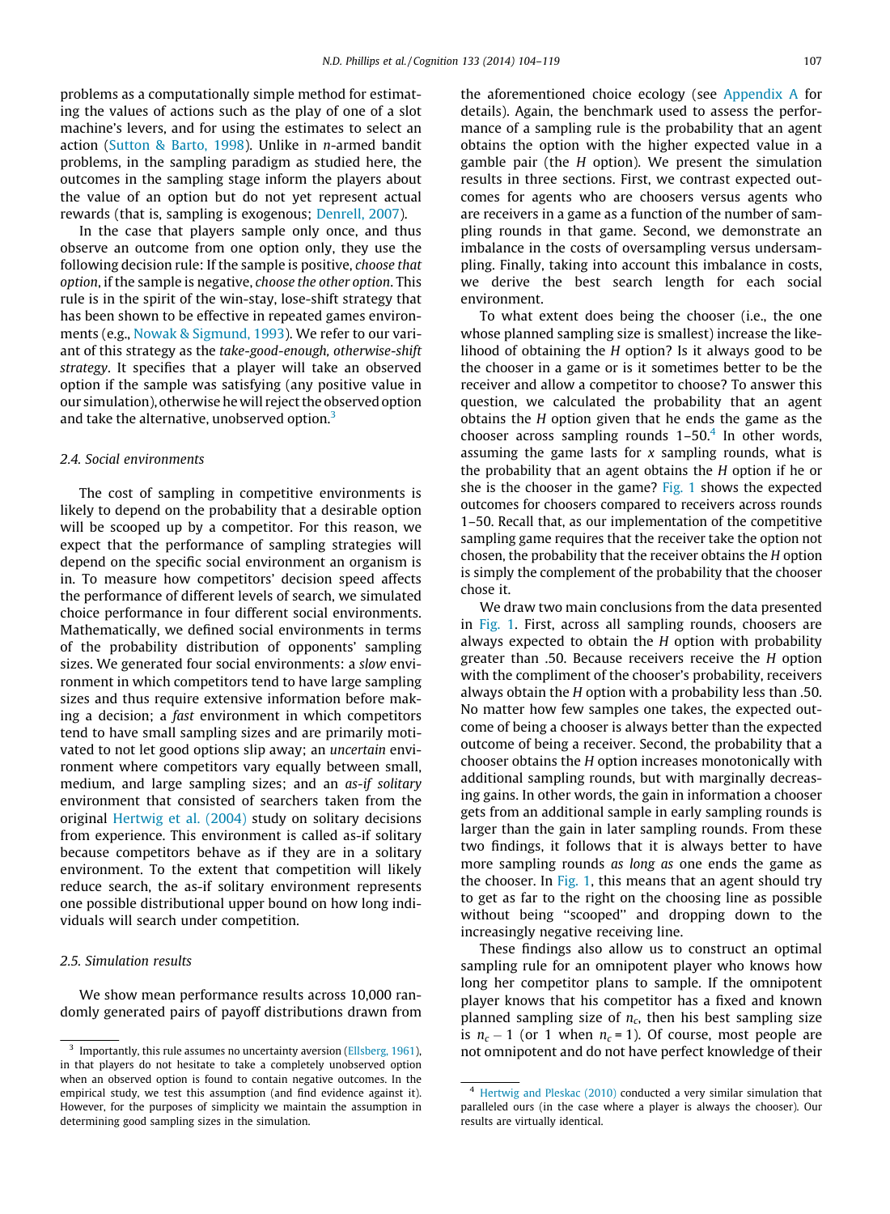problems as a computationally simple method for estimating the values of actions such as the play of one of a slot machine's levers, and for using the estimates to select an action (Sutton & Barto, 1998). Unlike in *n*-armed bandit problems, in the sampling paradigm as studied here, the outcomes in the sampling stage inform the players about the value of an option but do not yet represent actual rewards (that is, sampling is exogenous; Denrell, 2007).

In the case that players sample only once, and thus observe an outcome from one option only, they use the following decision rule: If the sample is positive, *choose that option*, if the sample is negative, *choose the other option*. This rule is in the spirit of the win-stay, lose-shift strategy that has been shown to be effective in repeated games environments (e.g., Nowak & Sigmund, 1993). We refer to our variant of this strategy as the *take-good-enough, otherwise-shift strategy*. It specifies that a player will take an observed option if the sample was satisfying (any positive value in our simulation), otherwise he will reject the observed option and take the alternative, unobserved option.[3]

### 2.4. Social environments

The cost of sampling in competitive environments is likely to depend on the probability that a desirable option will be scooped up by a competitor. For this reason, we expect that the performance of sampling strategies will depend on the specific social environment an organism is in. To measure how competitors' decision speed affects the performance of different levels of search, we simulated choice performance in four different social environments. Mathematically, we defined social environments in terms of the probability distribution of opponents' sampling sizes. We generated four social environments: a *slow* environment in which competitors tend to have large sampling sizes and thus require extensive information before making a decision; a *fast* environment in which competitors tend to have small sampling sizes and are primarily motivated to not let good options slip away; an *uncertain* environment where competitors vary equally between small, medium, and large sampling sizes; and an *as-if solitary* environment that consisted of searchers taken from the original Hertwig et al. (2004) study on solitary decisions from experience. This environment is called as-if solitary because competitors behave as if they are in a solitary environment. To the extent that competition will likely reduce search, the as-if solitary environment represents one possible distributional upper bound on how long individuals will search under competition.

### 2.5. Simulation results

We show mean performance results across 10,000 randomly generated pairs of payoff distributions drawn from the aforementioned choice ecology (see Appendix A for details). Again, the benchmark used to assess the performance of a sampling rule is the probability that an agent obtains the option with the higher expected value in a gamble pair (the *H* option). We present the simulation results in three sections. First, we contrast expected outcomes for agents who are choosers versus agents who are receivers in a game as a function of the number of sampling rounds in that game. Second, we demonstrate an imbalance in the costs of oversampling versus undersampling. Finally, taking into account this imbalance in costs, we derive the best search length for each social environment.

To what extent does being the chooser (i.e., the one whose planned sampling size is smallest) increase the likelihood of obtaining the *H* option? Is it always good to be the chooser in a game or is it sometimes better to be the receiver and allow a competitor to choose? To answer this question, we calculated the probability that an agent obtains the *H* option given that he ends the game as the chooser across sampling rounds 1–50.[4] In other words, assuming the game lasts for *x* sampling rounds, what is the probability that an agent obtains the *H* option if he or she is the chooser in the game? Fig. 1 shows the expected outcomes for choosers compared to receivers across rounds 1–50. Recall that, as our implementation of the competitive sampling game requires that the receiver take the option not chosen, the probability that the receiver obtains the *H* option is simply the complement of the probability that the chooser chose it.

We draw two main conclusions from the data presented in Fig. 1. First, across all sampling rounds, choosers are always expected to obtain the *H* option with probability greater than .50. Because receivers receive the *H* option with the compliment of the chooser's probability, receivers always obtain the *H* option with a probability less than .50. No matter how few samples one takes, the expected outcome of being a chooser is always better than the expected outcome of being a receiver. Second, the probability that a chooser obtains the *H* option increases monotonically with additional sampling rounds, but with marginally decreasing gains. In other words, the gain in information a chooser gets from an additional sample in early sampling rounds is larger than the gain in later sampling rounds. From these two findings, it follows that it is always better to have more sampling rounds *as long as* one ends the game as the chooser. In Fig. 1, this means that an agent should try to get as far to the right on the choosing line as possible without being "scooped" and dropping down to the increasingly negative receiving line.

These findings also allow us to construct an optimal sampling rule for an omnipotent player who knows how long her competitor plans to sample. If the omnipotent player knows that his competitor has a fixed and known planned sampling size of $n_c$, then his best sampling size is $n_c - 1$ (or 1 when $n_c = 1$). Of course, most people are not omnipotent and do not have perfect knowledge of their

---

[3] Importantly, this rule assumes no uncertainty aversion (Ellsberg, 1961), in that players do not hesitate to take a completely unobserved option when an observed option is found to contain negative outcomes. In the empirical study, we test this assumption (and find evidence against it). However, for the purposes of simplicity we maintain the assumption in determining good sampling sizes in the simulation.

[4] Hertwig and Pleskac (2010) conducted a very similar simulation that paralleled ours (in the case where a player is always the chooser). Our results are virtually identical.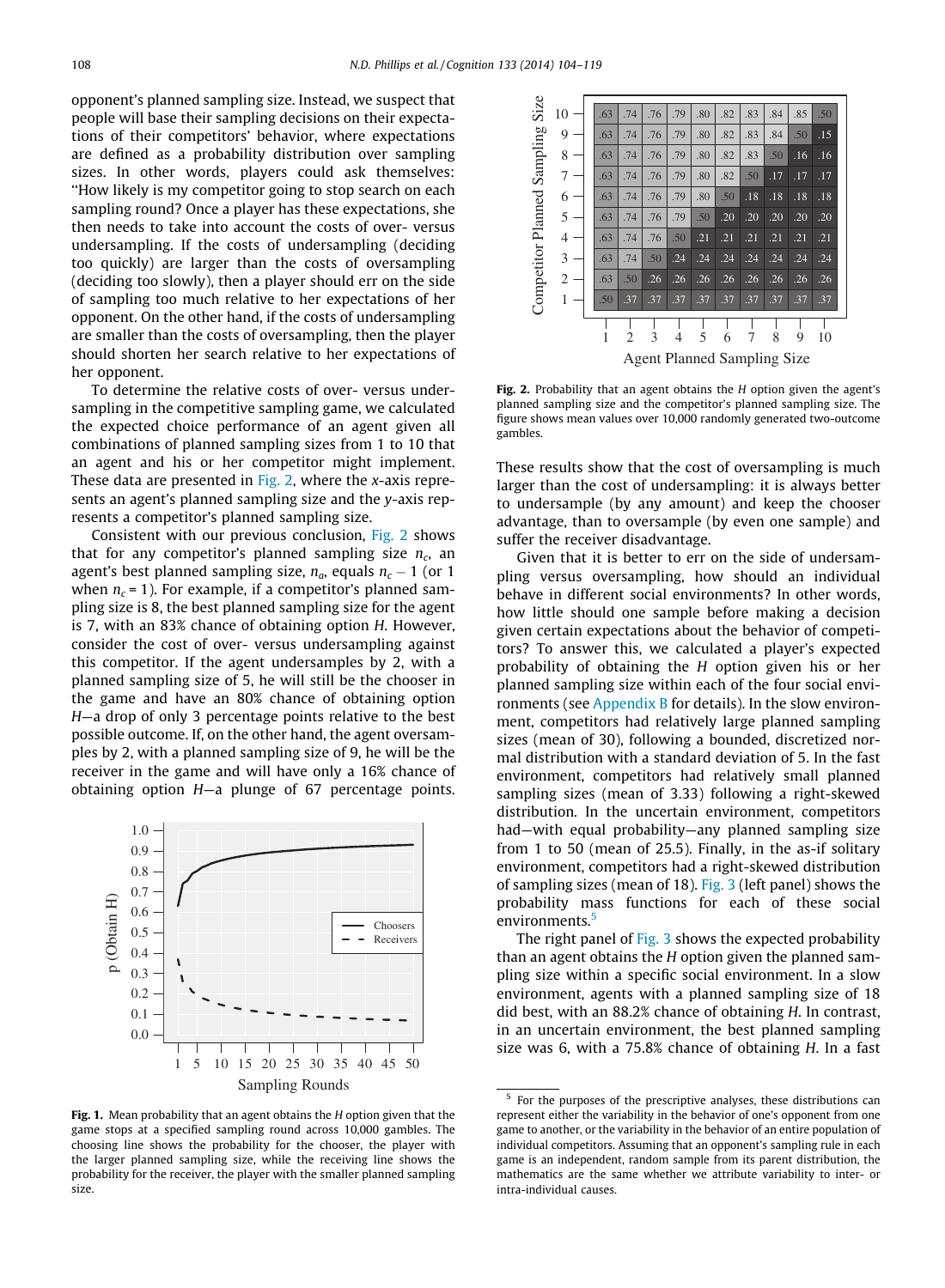opponent's planned sampling size. Instead, we suspect that people will base their sampling decisions on their expectations of their competitors' behavior, where expectations are defined as a probability distribution over sampling sizes. In other words, players could ask themselves: "How likely is my competitor going to stop search on each sampling round? Once a player has these expectations, she then needs to take into account the costs of over- versus undersampling. If the costs of undersampling (deciding too quickly) are larger than the costs of oversampling (deciding too slowly), then a player should err on the side of sampling too much relative to her expectations of her opponent. On the other hand, if the costs of undersampling are smaller than the costs of oversampling, then the player should shorten her search relative to her expectations of her opponent.

To determine the relative costs of over- versus undersampling in the competitive sampling game, we calculated the expected choice performance of an agent given all combinations of planned sampling sizes from 1 to 10 that an agent and his or her competitor might implement. These data are presented in Fig. 2, where the *x*-axis represents an agent's planned sampling size and the *y*-axis represents a competitor's planned sampling size.

Consistent with our previous conclusion, Fig. 2 shows that for any competitor's planned sampling size $n_c$, an agent's best planned sampling size, $n_a$, equals $n_c - 1$ (or 1 when $n_c = 1$). For example, if a competitor's planned sampling size is 8, the best planned sampling size for the agent is 7, with an 83% chance of obtaining option *H*. However, consider the cost of over- versus undersampling against this competitor. If the agent undersamples by 2, with a planned sampling size of 5, he will still be the chooser in the game and have an 80% chance of obtaining option *H*—a drop of only 3 percentage points relative to the best possible outcome. If, on the other hand, the agent oversamples by 2, with a planned sampling size of 9, he will be the receiver in the game and will have only a 16% chance of obtaining option *H*—a plunge of 67 percentage points.

**Fig. 1.** Mean probability that an agent obtains the *H* option given that the game stops at a specified sampling round across 10,000 gambles. The choosing line shows the probability for the chooser, the player with the larger planned sampling size, while the receiving line shows the probability for the receiver, the player with the smaller planned sampling size.

| Competitor Planned Sampling Size \ Agent Planned Sampling Size | 1 | 2 | 3 | 4 | 5 | 6 | 7 | 8 | 9 | 10 |
|---|---|---|---|---|---|---|---|---|---|---|
| 10 | .63 | .74 | .76 | .79 | .80 | .82 | .83 | .84 | .85 | .50 |
| 9 | .63 | .74 | .76 | .79 | .80 | .82 | .83 | .84 | .50 | .15 |
| 8 | .63 | .74 | .76 | .79 | .80 | .82 | .83 | .50 | .16 | .16 |
| 7 | .63 | .74 | .76 | .79 | .80 | .82 | .50 | .17 | .17 | .17 |
| 6 | .63 | .74 | .76 | .79 | .80 | .50 | .18 | .18 | .18 | .18 |
| 5 | .63 | .74 | .76 | .79 | .50 | .20 | .20 | .20 | .20 | .20 |
| 4 | .63 | .74 | .76 | .50 | .21 | .21 | .21 | .21 | .21 | .21 |
| 3 | .63 | .74 | .50 | .24 | .24 | .24 | .24 | .24 | .24 | .24 |
| 2 | .63 | .50 | .26 | .26 | .26 | .26 | .26 | .26 | .26 | .26 |
| 1 | .50 | .37 | .37 | .37 | .37 | .37 | .37 | .37 | .37 | .37 |

**Fig. 2.** Probability that an agent obtains the *H* option given the agent's planned sampling size and the competitor's planned sampling size. The figure shows mean values over 10,000 randomly generated two-outcome gambles.

These results show that the cost of oversampling is much larger than the cost of undersampling: it is always better to undersample (by any amount) and keep the chooser advantage, than to oversample (by even one sample) and suffer the receiver disadvantage.

Given that it is better to err on the side of undersampling versus oversampling, how should an individual behave in different social environments? In other words, how little should one sample before making a decision given certain expectations about the behavior of competitors? To answer this, we calculated a player's expected probability of obtaining the *H* option given his or her planned sampling size within each of the four social environments (see Appendix B for details). In the slow environment, competitors had relatively large planned sampling sizes (mean of 30), following a bounded, discretized normal distribution with a standard deviation of 5. In the fast environment, competitors had relatively small planned sampling sizes (mean of 3.33) following a right-skewed distribution. In the uncertain environment, competitors had—with equal probability—any planned sampling size from 1 to 50 (mean of 25.5). Finally, in the as-if solitary environment, competitors had a right-skewed distribution of sampling sizes (mean of 18). Fig. 3 (left panel) shows the probability mass functions for each of these social environments.[5]

The right panel of Fig. 3 shows the expected probability than an agent obtains the *H* option given the planned sampling size within a specific social environment. In a slow environment, agents with a planned sampling size of 18 did best, with an 88.2% chance of obtaining *H*. In contrast, in an uncertain environment, the best planned sampling size was 6, with a 75.8% chance of obtaining *H*. In a fast

[5] For the purposes of the prescriptive analyses, these distributions can represent either the variability in the behavior of one's opponent from one game to another, or the variability in the behavior of an entire population of individual competitors. Assuming that an opponent's sampling rule in each game is an independent, random sample from its parent distribution, the mathematics are the same whether we attribute variability to inter- or intra-individual causes.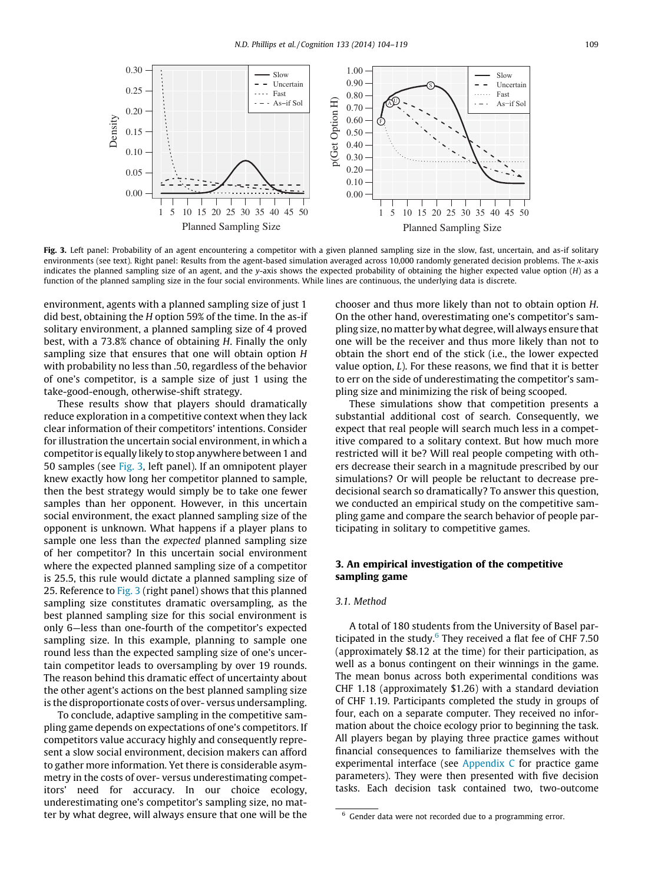Fig. 3. Left panel: Probability of an agent encountering a competitor with a given planned sampling size in the slow, fast, uncertain, and as-if solitary environments (see text). Right panel: Results from the agent-based simulation averaged across 10,000 randomly generated decision problems. The x-axis indicates the planned sampling size of an agent, and the y-axis shows the expected probability of obtaining the higher expected value option (H) as a function of the planned sampling size in the four social environments. While lines are continuous, the underlying data is discrete.

environment, agents with a planned sampling size of just 1 did best, obtaining the H option 59% of the time. In the as-if solitary environment, a planned sampling size of 4 proved best, with a 73.8% chance of obtaining H. Finally the only sampling size that ensures that one will obtain option H with probability no less than .50, regardless of the behavior of one's competitor, is a sample size of just 1 using the take-good-enough, otherwise-shift strategy.

These results show that players should dramatically reduce exploration in a competitive context when they lack clear information of their competitors' intentions. Consider for illustration the uncertain social environment, in which a competitor is equally likely to stop anywhere between 1 and 50 samples (see Fig. 3, left panel). If an omnipotent player knew exactly how long her competitor planned to sample, then the best strategy would simply be to take one fewer samples than her opponent. However, in this uncertain social environment, the exact planned sampling size of the opponent is unknown. What happens if a player plans to sample one less than the *expected* planned sampling size of her competitor? In this uncertain social environment where the expected planned sampling size of a competitor is 25.5, this rule would dictate a planned sampling size of 25. Reference to Fig. 3 (right panel) shows that this planned sampling size constitutes dramatic oversampling, as the best planned sampling size for this social environment is only 6—less than one-fourth of the competitor's expected sampling size. In this example, planning to sample one round less than the expected sampling size of one's uncertain competitor leads to oversampling by over 19 rounds. The reason behind this dramatic effect of uncertainty about the other agent's actions on the best planned sampling size is the disproportionate costs of over- versus undersampling.

To conclude, adaptive sampling in the competitive sampling game depends on expectations of one's competitors. If competitors value accuracy highly and consequently represent a slow social environment, decision makers can afford to gather more information. Yet there is considerable asymmetry in the costs of over- versus underestimating competitors' need for accuracy. In our choice ecology, underestimating one's competitor's sampling size, no matter by what degree, will always ensure that one will be the chooser and thus more likely than not to obtain option H. On the other hand, overestimating one's competitor's sampling size, no matter by what degree, will always ensure that one will be the receiver and thus more likely than not to obtain the short end of the stick (i.e., the lower expected value option, L). For these reasons, we find that it is better to err on the side of underestimating the competitor's sampling size and minimizing the risk of being scooped.

These simulations show that competition presents a substantial additional cost of search. Consequently, we expect that real people will search much less in a competitive compared to a solitary context. But how much more restricted will it be? Will real people competing with others decrease their search in a magnitude prescribed by our simulations? Or will people be reluctant to decrease predecisional search so dramatically? To answer this question, we conducted an empirical study on the competitive sampling game and compare the search behavior of people participating in solitary to competitive games.

## 3. An empirical investigation of the competitive sampling game

### 3.1. Method

A total of 180 students from the University of Basel participated in the study.[6] They received a flat fee of CHF 7.50 (approximately \$8.12 at the time) for their participation, as well as a bonus contingent on their winnings in the game. The mean bonus across both experimental conditions was CHF 1.18 (approximately \$1.26) with a standard deviation of CHF 1.19. Participants completed the study in groups of four, each on a separate computer. They received no information about the choice ecology prior to beginning the task. All players began by playing three practice games without financial consequences to familiarize themselves with the experimental interface (see Appendix C for practice game parameters). They were then presented with five decision tasks. Each decision task contained two, two-outcome

[6] Gender data were not recorded due to a programming error.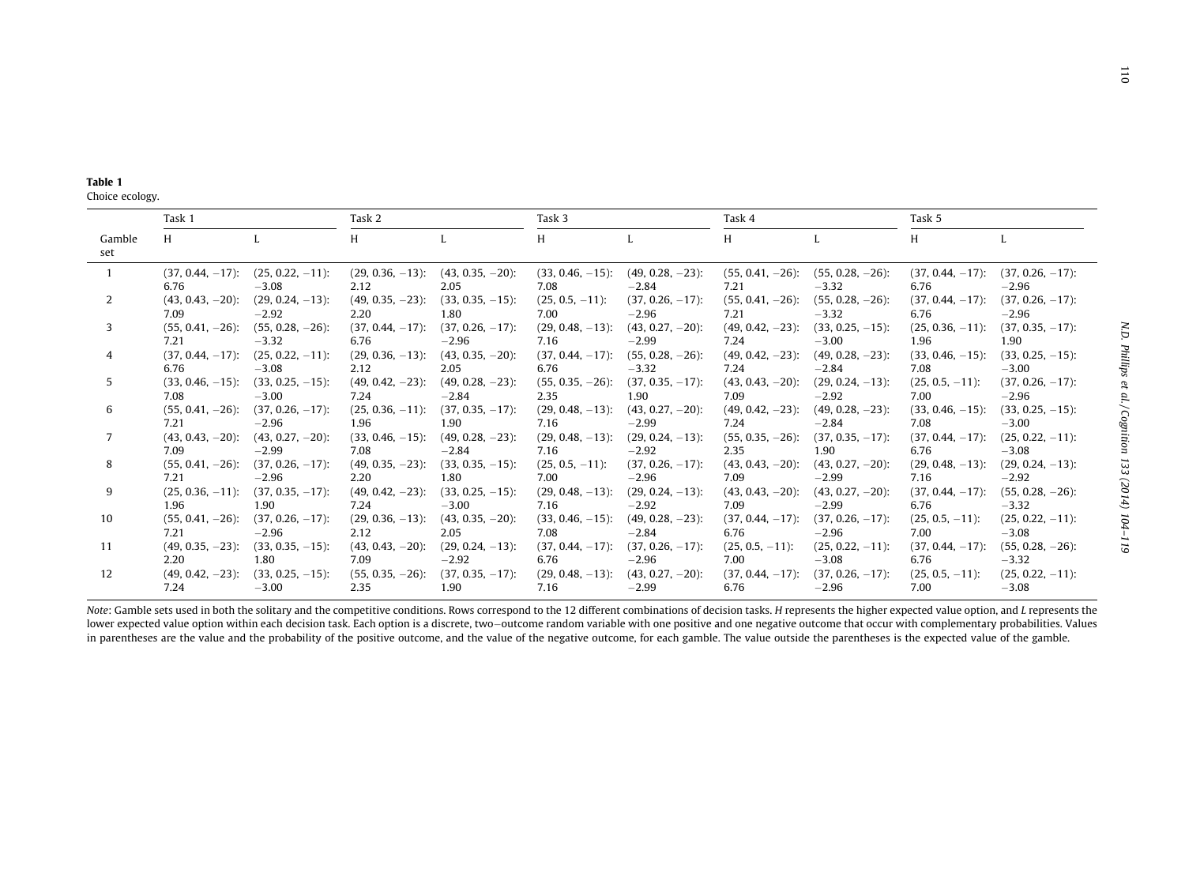**Table 1**
Choice ecology.

| Gamble set | Task 1 | | Task 2 | | Task 3 | | Task 4 | | Task 5 | |
|---|---|---|---|---|---|---|---|---|---|---|
| | H | L | H | L | H | L | H | L | H | L |
| 1 | (37, 0.44, −17): 6.76 | (25, 0.22, −11): −3.08 | (29, 0.36, −13): 2.12 | (43, 0.35, −20): 2.05 | (33, 0.46, −15): 7.08 | (49, 0.28, −23): −2.84 | (55, 0.41, −26): 7.21 | (55, 0.28, −26): −3.32 | (37, 0.44, −17): 6.76 | (37, 0.26, −17): −2.96 |
| 2 | (43, 0.43, −20): 7.09 | (29, 0.24, −13): −2.92 | (49, 0.35, −23): 2.20 | (33, 0.35, −15): 1.80 | (25, 0.5, −11): 7.00 | (37, 0.26, −17): −2.96 | (55, 0.41, −26): 7.21 | (55, 0.28, −26): −3.32 | (37, 0.44, −17): 6.76 | (37, 0.26, −17): −2.96 |
| 3 | (55, 0.41, −26): 7.21 | (55, 0.28, −26): −3.32 | (37, 0.44, −17): 6.76 | (37, 0.26, −17): −2.96 | (29, 0.48, −13): 7.16 | (43, 0.27, −20): −2.99 | (49, 0.42, −23): 7.24 | (33, 0.25, −15): −3.00 | (25, 0.36, −11): 1.96 | (37, 0.35, −17): 1.90 |
| 4 | (37, 0.44, −17): 6.76 | (25, 0.22, −11): −3.08 | (29, 0.36, −13): 2.12 | (43, 0.35, −20): 2.05 | (37, 0.44, −17): 6.76 | (55, 0.28, −26): −3.32 | (49, 0.42, −23): 7.24 | (49, 0.28, −23): −2.84 | (33, 0.46, −15): 7.08 | (33, 0.25, −15): −3.00 |
| 5 | (33, 0.46, −15): 7.08 | (33, 0.25, −15): −3.00 | (49, 0.42, −23): 7.24 | (49, 0.28, −23): −2.84 | (55, 0.35, −26): 2.35 | (37, 0.35, −17): 1.90 | (43, 0.43, −20): 7.09 | (29, 0.24, −13): −2.92 | (25, 0.5, −11): 7.00 | (37, 0.26, −17): −2.96 |
| 6 | (55, 0.41, −26): 7.21 | (37, 0.26, −17): −2.96 | (25, 0.36, −11): 1.96 | (37, 0.35, −17): 1.90 | (29, 0.48, −13): 7.16 | (43, 0.27, −20): −2.99 | (49, 0.42, −23): 7.24 | (49, 0.28, −23): −2.84 | (33, 0.46, −15): 7.08 | (33, 0.25, −15): −3.00 |
| 7 | (43, 0.43, −20): 7.09 | (43, 0.27, −20): −2.99 | (33, 0.46, −15): 7.08 | (49, 0.28, −23): −2.84 | (29, 0.48, −13): 7.16 | (29, 0.24, −13): −2.92 | (55, 0.35, −26): 2.35 | (37, 0.35, −17): 1.90 | (37, 0.44, −17): 6.76 | (25, 0.22, −11): −3.08 |
| 8 | (55, 0.41, −26): 7.21 | (37, 0.26, −17): −2.96 | (49, 0.35, −23): 2.20 | (33, 0.35, −15): 1.80 | (25, 0.5, −11): 7.00 | (37, 0.26, −17): −2.96 | (43, 0.43, −20): 7.09 | (43, 0.27, −20): −2.99 | (29, 0.48, −13): 7.16 | (29, 0.24, −13): −2.92 |
| 9 | (25, 0.36, −11): 1.96 | (37, 0.35, −17): 1.90 | (49, 0.42, −23): 7.24 | (33, 0.25, −15): −3.00 | (29, 0.48, −13): 7.16 | (29, 0.24, −13): −2.92 | (43, 0.43, −20): 7.09 | (43, 0.27, −20): −2.99 | (37, 0.44, −17): 6.76 | (55, 0.28, −26): −3.32 |
| 10 | (55, 0.41, −26): 7.21 | (37, 0.26, −17): −2.96 | (29, 0.36, −13): 2.12 | (43, 0.35, −20): 2.05 | (33, 0.46, −15): 7.08 | (49, 0.28, −23): −2.84 | (37, 0.44, −17): 6.76 | (37, 0.26, −17): −2.96 | (25, 0.5, −11): 7.00 | (25, 0.22, −11): −3.08 |
| 11 | (49, 0.35, −23): 2.20 | (33, 0.35, −15): 1.80 | (43, 0.43, −20): 7.09 | (29, 0.24, −13): −2.92 | (37, 0.44, −17): 6.76 | (37, 0.26, −17): −2.96 | (25, 0.5, −11): 7.00 | (25, 0.22, −11): −3.08 | (37, 0.44, −17): 6.76 | (55, 0.28, −26): −3.32 |
| 12 | (49, 0.42, −23): 7.24 | (33, 0.25, −15): −3.00 | (55, 0.35, −26): 2.35 | (37, 0.35, −17): 1.90 | (29, 0.48, −13): 7.16 | (43, 0.27, −20): −2.99 | (37, 0.44, −17): 6.76 | (37, 0.26, −17): −2.96 | (25, 0.5, −11): 7.00 | (25, 0.22, −11): −3.08 |

*Note*: Gamble sets used in both the solitary and the competitive conditions. Rows correspond to the 12 different combinations of decision tasks. *H* represents the higher expected value option, and *L* represents the lower expected value option within each decision task. Each option is a discrete, two−outcome random variable with one positive and one negative outcome that occur with complementary probabilities. Values in parentheses are the value and the probability of the positive outcome, and the value of the negative outcome, for each gamble. The value outside the parentheses is the expected value of the gamble.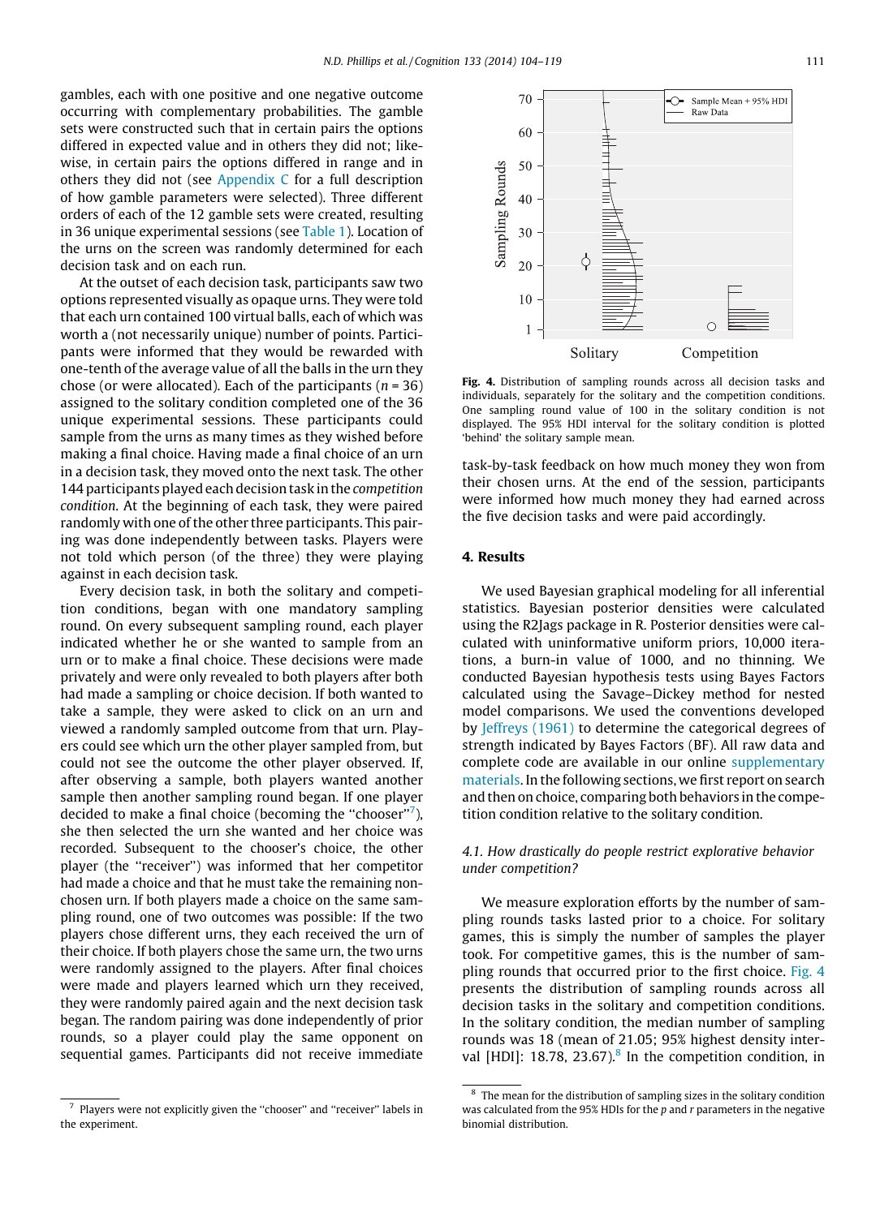gambles, each with one positive and one negative outcome occurring with complementary probabilities. The gamble sets were constructed such that in certain pairs the options differed in expected value and in others they did not; likewise, in certain pairs the options differed in range and in others they did not (see Appendix C for a full description of how gamble parameters were selected). Three different orders of each of the 12 gamble sets were created, resulting in 36 unique experimental sessions (see Table 1). Location of the urns on the screen was randomly determined for each decision task and on each run.

At the outset of each decision task, participants saw two options represented visually as opaque urns. They were told that each urn contained 100 virtual balls, each of which was worth a (not necessarily unique) number of points. Participants were informed that they would be rewarded with one-tenth of the average value of all the balls in the urn they chose (or were allocated). Each of the participants ($n = 36$) assigned to the solitary condition completed one of the 36 unique experimental sessions. These participants could sample from the urns as many times as they wished before making a final choice. Having made a final choice of an urn in a decision task, they moved onto the next task. The other 144 participants played each decision task in the *competition condition*. At the beginning of each task, they were paired randomly with one of the other three participants. This pairing was done independently between tasks. Players were not told which person (of the three) they were playing against in each decision task.

Every decision task, in both the solitary and competition conditions, began with one mandatory sampling round. On every subsequent sampling round, each player indicated whether he or she wanted to sample from an urn or to make a final choice. These decisions were made privately and were only revealed to both players after both had made a sampling or choice decision. If both wanted to take a sample, they were asked to click on an urn and viewed a randomly sampled outcome from that urn. Players could see which urn the other player sampled from, but could not see the outcome the other player observed. If, after observing a sample, both players wanted another sample then another sampling round began. If one player decided to make a final choice (becoming the "chooser"[7]), she then selected the urn she wanted and her choice was recorded. Subsequent to the chooser's choice, the other player (the "receiver") was informed that her competitor had made a choice and that he must take the remaining non-chosen urn. If both players made a choice on the same sampling round, one of two outcomes was possible: If the two players chose different urns, they each received the urn of their choice. If both players chose the same urn, the two urns were randomly assigned to the players. After final choices were made and players learned which urn they received, they were randomly paired again and the next decision task began. The random pairing was done independently of prior rounds, so a player could play the same opponent on sequential games. Participants did not receive immediate task-by-task feedback on how much money they won from their chosen urns. At the end of the session, participants were informed how much money they had earned across the five decision tasks and were paid accordingly.

[7] Players were not explicitly given the "chooser" and "receiver" labels in the experiment.

**Fig. 4.** Distribution of sampling rounds across all decision tasks and individuals, separately for the solitary and the competition conditions. One sampling round value of 100 in the solitary condition is not displayed. The 95% HDI interval for the solitary condition is plotted 'behind' the solitary sample mean.

## 4. Results

We used Bayesian graphical modeling for all inferential statistics. Bayesian posterior densities were calculated using the R2Jags package in R. Posterior densities were calculated with uninformative uniform priors, 10,000 iterations, a burn-in value of 1000, and no thinning. We conducted Bayesian hypothesis tests using Bayes Factors calculated using the Savage–Dickey method for nested model comparisons. We used the conventions developed by Jeffreys (1961) to determine the categorical degrees of strength indicated by Bayes Factors (BF). All raw data and complete code are available in our online supplementary materials. In the following sections, we first report on search and then on choice, comparing both behaviors in the competition condition relative to the solitary condition.

### 4.1. How drastically do people restrict explorative behavior under competition?

We measure exploration efforts by the number of sampling rounds tasks lasted prior to a choice. For solitary games, this is simply the number of samples the player took. For competitive games, this is the number of sampling rounds that occurred prior to the first choice. Fig. 4 presents the distribution of sampling rounds across all decision tasks in the solitary and competition conditions. In the solitary condition, the median number of sampling rounds was 18 (mean of 21.05; 95% highest density interval [HDI]: 18.78, 23.67).[8] In the competition condition, in

[8] The mean for the distribution of sampling sizes in the solitary condition was calculated from the 95% HDIs for the $p$ and $r$ parameters in the negative binomial distribution.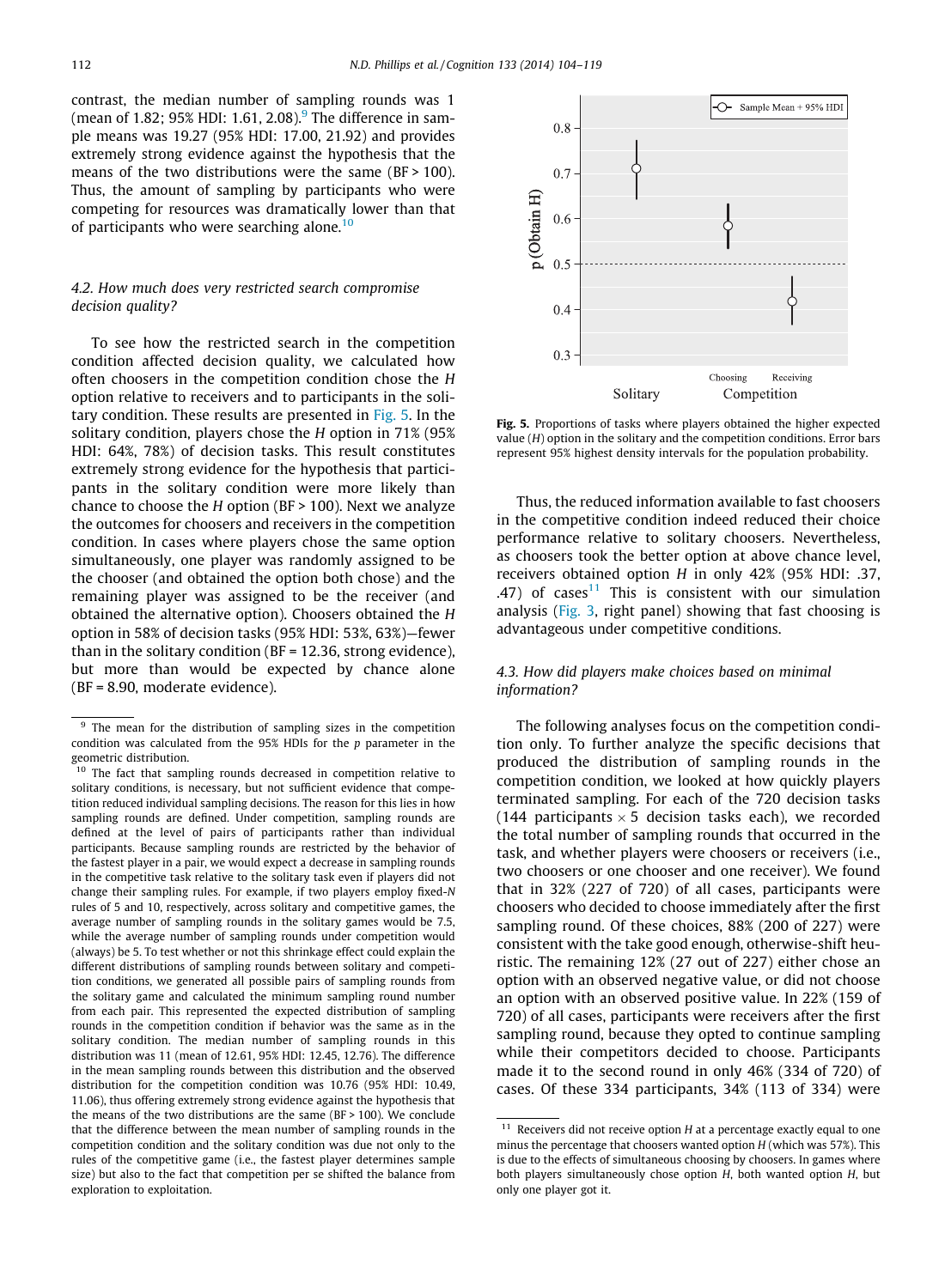contrast, the median number of sampling rounds was 1 (mean of 1.82; 95% HDI: 1.61, 2.08).[9] The difference in sample means was 19.27 (95% HDI: 17.00, 21.92) and provides extremely strong evidence against the hypothesis that the means of the two distributions were the same (BF > 100). Thus, the amount of sampling by participants who were competing for resources was dramatically lower than that of participants who were searching alone.[10]

### 4.2. How much does very restricted search compromise decision quality?

To see how the restricted search in the competition condition affected decision quality, we calculated how often choosers in the competition condition chose the *H* option relative to receivers and to participants in the solitary condition. These results are presented in Fig. 5. In the solitary condition, players chose the *H* option in 71% (95% HDI: 64%, 78%) of decision tasks. This result constitutes extremely strong evidence for the hypothesis that participants in the solitary condition were more likely than chance to choose the *H* option (BF > 100). Next we analyze the outcomes for choosers and receivers in the competition condition. In cases where players chose the same option simultaneously, one player was randomly assigned to be the chooser (and obtained the option both chose) and the remaining player was assigned to be the receiver (and obtained the alternative option). Choosers obtained the *H* option in 58% of decision tasks (95% HDI: 53%, 63%)—fewer than in the solitary condition (BF = 12.36, strong evidence), but more than would be expected by chance alone (BF = 8.90, moderate evidence).

**Fig. 5.** Proportions of tasks where players obtained the higher expected value (*H*) option in the solitary and the competition conditions. Error bars represent 95% highest density intervals for the population probability.

Thus, the reduced information available to fast choosers in the competitive condition indeed reduced their choice performance relative to solitary choosers. Nevertheless, as choosers took the better option at above chance level, receivers obtained option *H* in only 42% (95% HDI: .37, .47) of cases[11] This is consistent with our simulation analysis (Fig. 3, right panel) showing that fast choosing is advantageous under competitive conditions.

### 4.3. How did players make choices based on minimal information?

The following analyses focus on the competition condition only. To further analyze the specific decisions that produced the distribution of sampling rounds in the competition condition, we looked at how quickly players terminated sampling. For each of the 720 decision tasks (144 participants × 5 decision tasks each), we recorded the total number of sampling rounds that occurred in the task, and whether players were choosers or receivers (i.e., two choosers or one chooser and one receiver). We found that in 32% (227 of 720) of all cases, participants were choosers who decided to choose immediately after the first sampling round. Of these choices, 88% (200 of 227) were consistent with the take good enough, otherwise-shift heuristic. The remaining 12% (27 out of 227) either chose an option with an observed negative value, or did not choose an option with an observed positive value. In 22% (159 of 720) of all cases, participants were receivers after the first sampling round, because they opted to continue sampling while their competitors decided to choose. Participants made it to the second round in only 46% (334 of 720) of cases. Of these 334 participants, 34% (113 of 334) were

---

[9] The mean for the distribution of sampling sizes in the competition condition was calculated from the 95% HDIs for the *p* parameter in the geometric distribution.

[10] The fact that sampling rounds decreased in competition relative to solitary conditions, is necessary, but not sufficient evidence that competition reduced individual sampling decisions. The reason for this lies in how sampling rounds are defined. Under competition, sampling rounds are defined at the level of pairs of participants rather than individual participants. Because sampling rounds are restricted by the behavior of the fastest player in a pair, we would expect a decrease in sampling rounds in the competitive task relative to the solitary task even if players did not change their sampling rules. For example, if two players employ fixed-*N* rules of 5 and 10, respectively, across solitary and competitive games, the average number of sampling rounds in the solitary games would be 7.5, while the average number of sampling rounds under competition would (always) be 5. To test whether or not this shrinkage effect could explain the different distributions of sampling rounds between solitary and competition conditions, we generated all possible pairs of sampling rounds from the solitary game and calculated the minimum sampling round number from each pair. This represented the expected distribution of sampling rounds in the competition condition if behavior was the same as in the solitary condition. The median number of sampling rounds in this distribution was 11 (mean of 12.61, 95% HDI: 12.45, 12.76). The difference in the mean sampling rounds between this distribution and the observed distribution for the competition condition was 10.76 (95% HDI: 10.49, 11.06), thus offering extremely strong evidence against the hypothesis that the means of the two distributions are the same (BF > 100). We conclude that the difference between the mean number of sampling rounds in the competition condition and the solitary condition was due not only to the rules of the competitive game (i.e., the fastest player determines sample size) but also to the fact that competition per se shifted the balance from exploration to exploitation.

[11] Receivers did not receive option *H* at a percentage exactly equal to one minus the percentage that choosers wanted option *H* (which was 57%). This is due to the effects of simultaneous choosing by choosers. In games where both players simultaneously chose option *H*, both wanted option *H*, but only one player got it.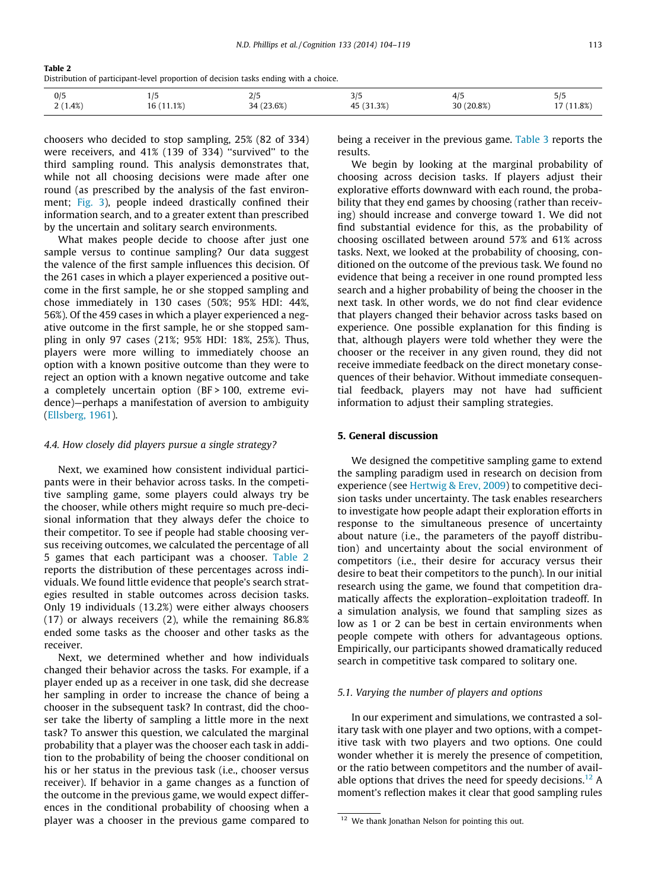**Table 2**
Distribution of participant-level proportion of decision tasks ending with a choice.

| 0/5 | 1/5 | 2/5 | 3/5 | 4/5 | 5/5 |
|---|---|---|---|---|---|
| 2 (1.4%) | 16 (11.1%) | 34 (23.6%) | 45 (31.3%) | 30 (20.8%) | 17 (11.8%) |

choosers who decided to stop sampling, 25% (82 of 334) were receivers, and 41% (139 of 334) "survived" to the third sampling round. This analysis demonstrates that, while not all choosing decisions were made after one round (as prescribed by the analysis of the fast environment; Fig. 3), people indeed drastically confined their information search, and to a greater extent than prescribed by the uncertain and solitary search environments.

What makes people decide to choose after just one sample versus to continue sampling? Our data suggest the valence of the first sample influences this decision. Of the 261 cases in which a player experienced a positive outcome in the first sample, he or she stopped sampling and chose immediately in 130 cases (50%; 95% HDI: 44%, 56%). Of the 459 cases in which a player experienced a negative outcome in the first sample, he or she stopped sampling in only 97 cases (21%; 95% HDI: 18%, 25%). Thus, players were more willing to immediately choose an option with a known positive outcome than they were to reject an option with a known negative outcome and take a completely uncertain option (BF > 100, extreme evidence)—perhaps a manifestation of aversion to ambiguity (Ellsberg, 1961).

### 4.4. How closely did players pursue a single strategy?

Next, we examined how consistent individual participants were in their behavior across tasks. In the competitive sampling game, some players could always try be the chooser, while others might require so much pre-decisional information that they always defer the choice to their competitor. To see if people had stable choosing versus receiving outcomes, we calculated the percentage of all 5 games that each participant was a chooser. Table 2 reports the distribution of these percentages across individuals. We found little evidence that people's search strategies resulted in stable outcomes across decision tasks. Only 19 individuals (13.2%) were either always choosers (17) or always receivers (2), while the remaining 86.8% ended some tasks as the chooser and other tasks as the receiver.

Next, we determined whether and how individuals changed their behavior across the tasks. For example, if a player ended up as a receiver in one task, did she decrease her sampling in order to increase the chance of being a chooser in the subsequent task? In contrast, did the chooser take the liberty of sampling a little more in the next task? To answer this question, we calculated the marginal probability that a player was the chooser each task in addition to the probability of being the chooser conditional on his or her status in the previous task (i.e., chooser versus receiver). If behavior in a game changes as a function of the outcome in the previous game, we would expect differences in the conditional probability of choosing when a player was a chooser in the previous game compared to being a receiver in the previous game. Table 3 reports the results.

We begin by looking at the marginal probability of choosing across decision tasks. If players adjust their explorative efforts downward with each round, the probability that they end games by choosing (rather than receiving) should increase and converge toward 1. We did not find substantial evidence for this, as the probability of choosing oscillated between around 57% and 61% across tasks. Next, we looked at the probability of choosing, conditioned on the outcome of the previous task. We found no evidence that being a receiver in one round prompted less search and a higher probability of being the chooser in the next task. In other words, we do not find clear evidence that players changed their behavior across tasks based on experience. One possible explanation for this finding is that, although players were told whether they were the chooser or the receiver in any given round, they did not receive immediate feedback on the direct monetary consequences of their behavior. Without immediate consequential feedback, players may not have had sufficient information to adjust their sampling strategies.

## 5. General discussion

We designed the competitive sampling game to extend the sampling paradigm used in research on decision from experience (see Hertwig & Erev, 2009) to competitive decision tasks under uncertainty. The task enables researchers to investigate how people adapt their exploration efforts in response to the simultaneous presence of uncertainty about nature (i.e., the parameters of the payoff distribution) and uncertainty about the social environment of competitors (i.e., their desire for accuracy versus their desire to beat their competitors to the punch). In our initial research using the game, we found that competition dramatically affects the exploration–exploitation tradeoff. In a simulation analysis, we found that sampling sizes as low as 1 or 2 can be best in certain environments when people compete with others for advantageous options. Empirically, our participants showed dramatically reduced search in competitive task compared to solitary one.

### 5.1. Varying the number of players and options

In our experiment and simulations, we contrasted a solitary task with one player and two options, with a competitive task with two players and two options. One could wonder whether it is merely the presence of competition, or the ratio between competitors and the number of available options that drives the need for speedy decisions.[12] A moment's reflection makes it clear that good sampling rules

[12] We thank Jonathan Nelson for pointing this out.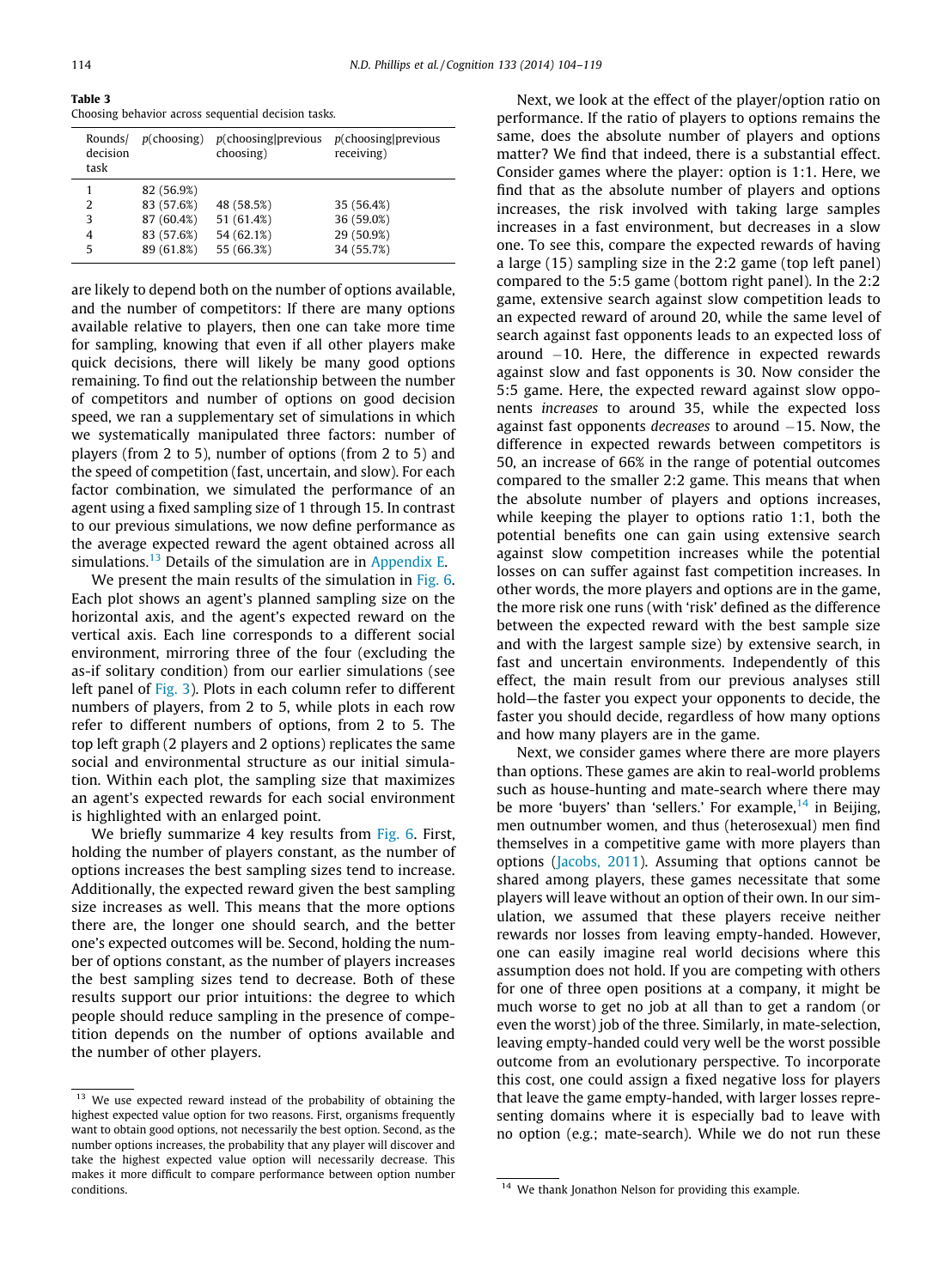**Table 3**
Choosing behavior across sequential decision tasks.

| Rounds/decision task | p(choosing) | p(choosing\|previous choosing) | p(choosing\|previous receiving) |
|---|---|---|---|
| 1 | 82 (56.9%) | | |
| 2 | 83 (57.6%) | 48 (58.5%) | 35 (56.4%) |
| 3 | 87 (60.4%) | 51 (61.4%) | 36 (59.0%) |
| 4 | 83 (57.6%) | 54 (62.1%) | 29 (50.9%) |
| 5 | 89 (61.8%) | 55 (66.3%) | 34 (55.7%) |

are likely to depend both on the number of options available, and the number of competitors: If there are many options available relative to players, then one can take more time for sampling, knowing that even if all other players make quick decisions, there will likely be many good options remaining. To find out the relationship between the number of competitors and number of options on good decision speed, we ran a supplementary set of simulations in which we systematically manipulated three factors: number of players (from 2 to 5), number of options (from 2 to 5) and the speed of competition (fast, uncertain, and slow). For each factor combination, we simulated the performance of an agent using a fixed sampling size of 1 through 15. In contrast to our previous simulations, we now define performance as the average expected reward the agent obtained across all simulations.[13] Details of the simulation are in Appendix E.

We present the main results of the simulation in Fig. 6. Each plot shows an agent's planned sampling size on the horizontal axis, and the agent's expected reward on the vertical axis. Each line corresponds to a different social environment, mirroring three of the four (excluding the as-if solitary condition) from our earlier simulations (see left panel of Fig. 3). Plots in each column refer to different numbers of players, from 2 to 5, while plots in each row refer to different numbers of options, from 2 to 5. The top left graph (2 players and 2 options) replicates the same social and environmental structure as our initial simulation. Within each plot, the sampling size that maximizes an agent's expected rewards for each social environment is highlighted with an enlarged point.

We briefly summarize 4 key results from Fig. 6. First, holding the number of players constant, as the number of options increases the best sampling sizes tend to increase. Additionally, the expected reward given the best sampling size increases as well. This means that the more options there are, the longer one should search, and the better one's expected outcomes will be. Second, holding the number of options constant, as the number of players increases the best sampling sizes tend to decrease. Both of these results support our prior intuitions: the degree to which people should reduce sampling in the presence of competition depends on the number of options available and the number of other players.

Next, we look at the effect of the player/option ratio on performance. If the ratio of players to options remains the same, does the absolute number of players and options matter? We find that indeed, there is a substantial effect. Consider games where the player: option is 1:1. Here, we find that as the absolute number of players and options increases, the risk involved with taking large samples increases in a fast environment, but decreases in a slow one. To see this, compare the expected rewards of having a large (15) sampling size in the 2:2 game (top left panel) compared to the 5:5 game (bottom right panel). In the 2:2 game, extensive search against slow competition leads to an expected reward of around 20, while the same level of search against fast opponents leads to an expected loss of around −10. Here, the difference in expected rewards against slow and fast opponents is 30. Now consider the 5:5 game. Here, the expected reward against slow opponents *increases* to around 35, while the expected loss against fast opponents *decreases* to around −15. Now, the difference in expected rewards between competitors is 50, an increase of 66% in the range of potential outcomes compared to the smaller 2:2 game. This means that when the absolute number of players and options increases, while keeping the player to options ratio 1:1, both the potential benefits one can gain using extensive search against slow competition increases while the potential losses on can suffer against fast competition increases. In other words, the more players and options are in the game, the more risk one runs (with 'risk' defined as the difference between the expected reward with the best sample size and with the largest sample size) by extensive search, in fast and uncertain environments. Independently of this effect, the main result from our previous analyses still hold—the faster you expect your opponents to decide, the faster you should decide, regardless of how many options and how many players are in the game.

Next, we consider games where there are more players than options. These games are akin to real-world problems such as house-hunting and mate-search where there may be more 'buyers' than 'sellers.' For example,[14] in Beijing, men outnumber women, and thus (heterosexual) men find themselves in a competitive game with more players than options (Jacobs, 2011). Assuming that options cannot be shared among players, these games necessitate that some players will leave without an option of their own. In our simulation, we assumed that these players receive neither rewards nor losses from leaving empty-handed. However, one can easily imagine real world decisions where this assumption does not hold. If you are competing with others for one of three open positions at a company, it might be much worse to get no job at all than to get a random (or even the worst) job of the three. Similarly, in mate-selection, leaving empty-handed could very well be the worst possible outcome from an evolutionary perspective. To incorporate this cost, one could assign a fixed negative loss for players that leave the game empty-handed, with larger losses representing domains where it is especially bad to leave with no option (e.g.; mate-search). While we do not run these

[13] We use expected reward instead of the probability of obtaining the highest expected value option for two reasons. First, organisms frequently want to obtain good options, not necessarily the best option. Second, as the number options increases, the probability that any player will discover and take the highest expected value option will necessarily decrease. This makes it more difficult to compare performance between option number conditions.

[14] We thank Jonathon Nelson for providing this example.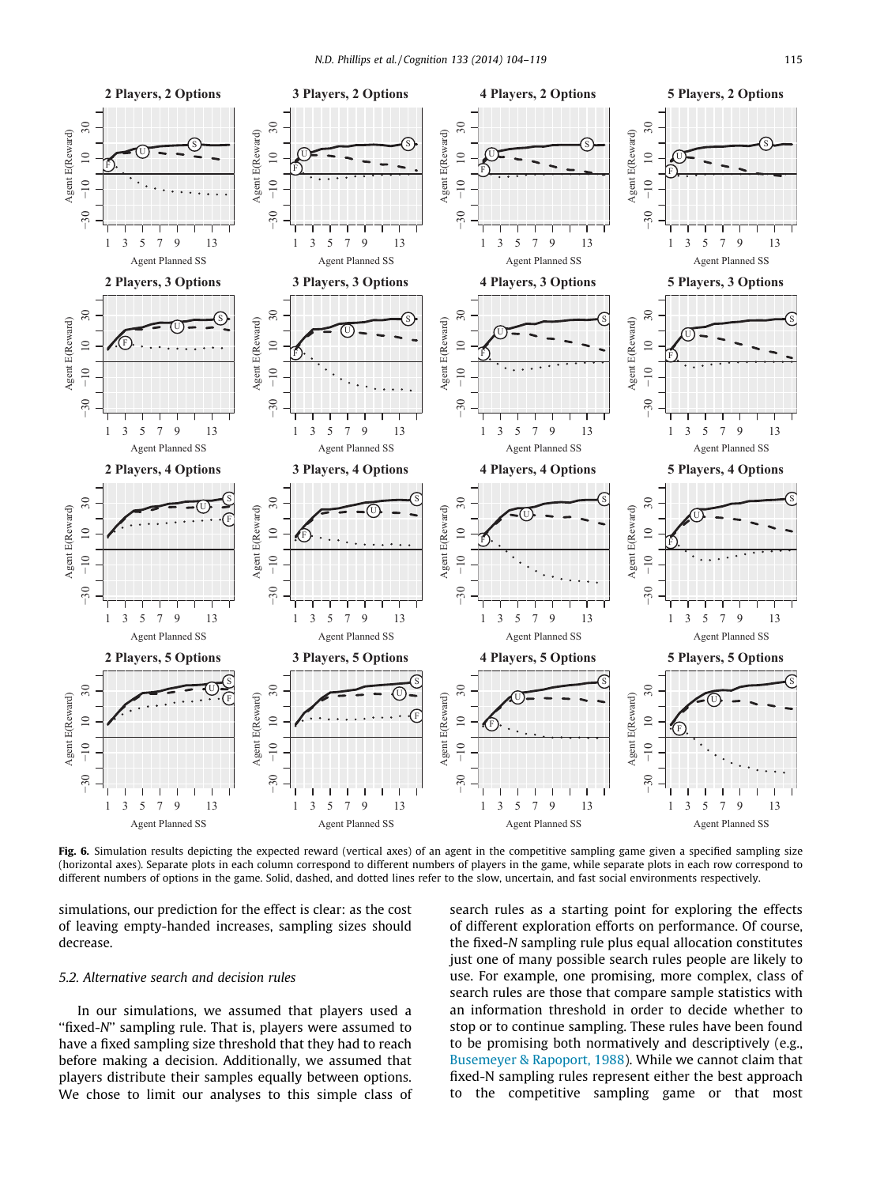**Fig. 6.** Simulation results depicting the expected reward (vertical axes) of an agent in the competitive sampling game given a specified sampling size (horizontal axes). Separate plots in each column correspond to different numbers of players in the game, while separate plots in each row correspond to different numbers of options in the game. Solid, dashed, and dotted lines refer to the slow, uncertain, and fast social environments respectively.

simulations, our prediction for the effect is clear: as the cost of leaving empty-handed increases, sampling sizes should decrease.

### 5.2. Alternative search and decision rules

In our simulations, we assumed that players used a "fixed-*N*" sampling rule. That is, players were assumed to have a fixed sampling size threshold that they had to reach before making a decision. Additionally, we assumed that players distribute their samples equally between options. We chose to limit our analyses to this simple class of search rules as a starting point for exploring the effects of different exploration efforts on performance. Of course, the fixed-*N* sampling rule plus equal allocation constitutes just one of many possible search rules people are likely to use. For example, one promising, more complex, class of search rules are those that compare sample statistics with an information threshold in order to decide whether to stop or to continue sampling. These rules have been found to be promising both normatively and descriptively (e.g., Busemeyer & Rapoport, 1988). While we cannot claim that fixed-N sampling rules represent either the best approach to the competitive sampling game or that most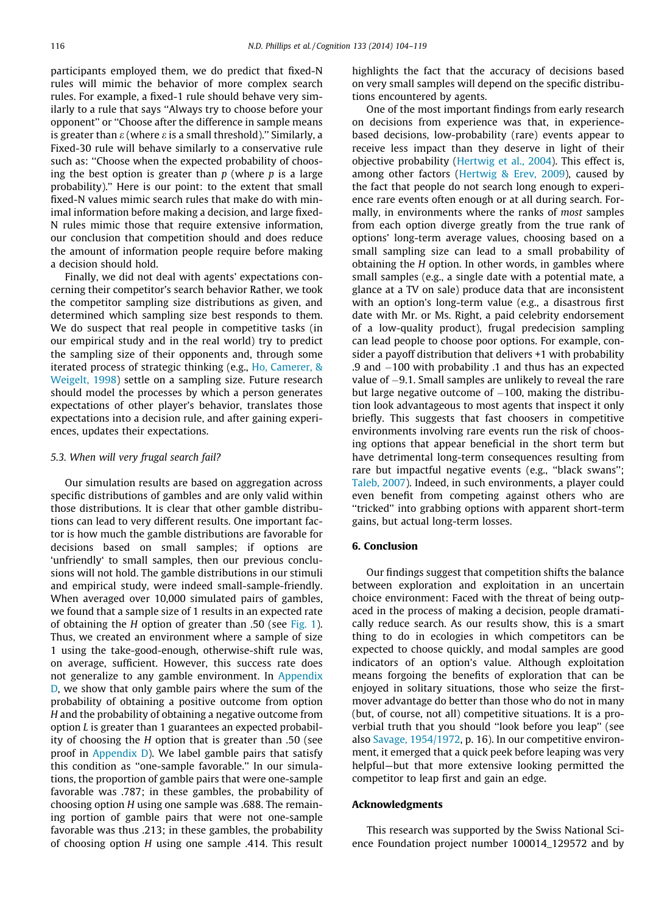participants employed them, we do predict that fixed-N rules will mimic the behavior of more complex search rules. For example, a fixed-1 rule should behave very similarly to a rule that says ''Always try to choose before your opponent'' or ''Choose after the difference in sample means is greater than $\varepsilon$ (where $\varepsilon$ is a small threshold).'' Similarly, a Fixed-30 rule will behave similarly to a conservative rule such as: ''Choose when the expected probability of choosing the best option is greater than $p$ (where $p$ is a large probability).'' Here is our point: to the extent that small fixed-N values mimic search rules that make do with minimal information before making a decision, and large fixed-N rules mimic those that require extensive information, our conclusion that competition should and does reduce the amount of information people require before making a decision should hold.

Finally, we did not deal with agents' expectations concerning their competitor's search behavior Rather, we took the competitor sampling size distributions as given, and determined which sampling size best responds to them. We do suspect that real people in competitive tasks (in our empirical study and in the real world) try to predict the sampling size of their opponents and, through some iterated process of strategic thinking (e.g., Ho, Camerer, & Weigelt, 1998) settle on a sampling size. Future research should model the processes by which a person generates expectations of other player's behavior, translates those expectations into a decision rule, and after gaining experiences, updates their expectations.

### 5.3. When will very frugal search fail?

Our simulation results are based on aggregation across specific distributions of gambles and are only valid within those distributions. It is clear that other gamble distributions can lead to very different results. One important factor is how much the gamble distributions are favorable for decisions based on small samples; if options are 'unfriendly' to small samples, then our previous conclusions will not hold. The gamble distributions in our stimuli and empirical study, were indeed small-sample-friendly. When averaged over 10,000 simulated pairs of gambles, we found that a sample size of 1 results in an expected rate of obtaining the $H$ option of greater than .50 (see Fig. 1). Thus, we created an environment where a sample of size 1 using the take-good-enough, otherwise-shift rule was, on average, sufficient. However, this success rate does not generalize to any gamble environment. In Appendix D, we show that only gamble pairs where the sum of the probability of obtaining a positive outcome from option $H$ and the probability of obtaining a negative outcome from option $L$ is greater than 1 guarantees an expected probability of choosing the $H$ option that is greater than .50 (see proof in Appendix D). We label gamble pairs that satisfy this condition as ''one-sample favorable.'' In our simulations, the proportion of gamble pairs that were one-sample favorable was .787; in these gambles, the probability of choosing option $H$ using one sample was .688. The remaining portion of gamble pairs that were not one-sample favorable was thus .213; in these gambles, the probability of choosing option $H$ using one sample .414. This result highlights the fact that the accuracy of decisions based on very small samples will depend on the specific distributions encountered by agents.

One of the most important findings from early research on decisions from experience was that, in experience-based decisions, low-probability (rare) events appear to receive less impact than they deserve in light of their objective probability (Hertwig et al., 2004). This effect is, among other factors (Hertwig & Erev, 2009), caused by the fact that people do not search long enough to experience rare events often enough or at all during search. Formally, in environments where the ranks of *most* samples from each option diverge greatly from the true rank of options' long-term average values, choosing based on a small sampling size can lead to a small probability of obtaining the $H$ option. In other words, in gambles where small samples (e.g., a single date with a potential mate, a glance at a TV on sale) produce data that are inconsistent with an option's long-term value (e.g., a disastrous first date with Mr. or Ms. Right, a paid celebrity endorsement of a low-quality product), frugal predecision sampling can lead people to choose poor options. For example, consider a payoff distribution that delivers +1 with probability .9 and $-100$ with probability .1 and thus has an expected value of $-9.1$. Small samples are unlikely to reveal the rare but large negative outcome of $-100$, making the distribution look advantageous to most agents that inspect it only briefly. This suggests that fast choosers in competitive environments involving rare events run the risk of choosing options that appear beneficial in the short term but have detrimental long-term consequences resulting from rare but impactful negative events (e.g., ''black swans''; Taleb, 2007). Indeed, in such environments, a player could even benefit from competing against others who are ''tricked'' into grabbing options with apparent short-term gains, but actual long-term losses.

## 6. Conclusion

Our findings suggest that competition shifts the balance between exploration and exploitation in an uncertain choice environment: Faced with the threat of being outpaced in the process of making a decision, people dramatically reduce search. As our results show, this is a smart thing to do in ecologies in which competitors can be expected to choose quickly, and modal samples are good indicators of an option's value. Although exploitation means forgoing the benefits of exploration that can be enjoyed in solitary situations, those who seize the first-mover advantage do better than those who do not in many (but, of course, not all) competitive situations. It is a proverbial truth that you should ''look before you leap'' (see also Savage, 1954/1972, p. 16). In our competitive environment, it emerged that a quick peek before leaping was very helpful—but that more extensive looking permitted the competitor to leap first and gain an edge.

## Acknowledgments

This research was supported by the Swiss National Science Foundation project number 100014_129572 and by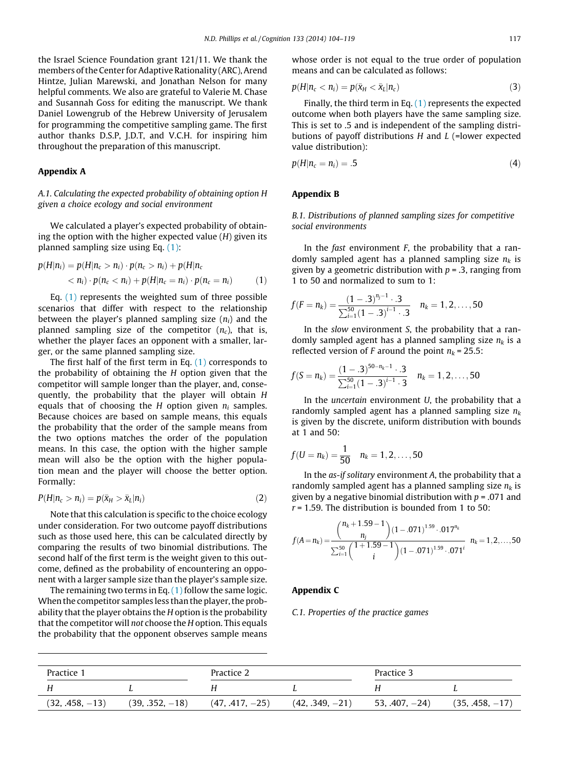the Israel Science Foundation grant 121/11. We thank the members of the Center for Adaptive Rationality (ARC), Arend Hintze, Julian Marewski, and Jonathan Nelson for many helpful comments. We also are grateful to Valerie M. Chase and Susannah Goss for editing the manuscript. We thank Daniel Lowengrub of the Hebrew University of Jerusalem for programming the competitive sampling game. The first author thanks D.S.P, J.D.T, and V.C.H. for inspiring him throughout the preparation of this manuscript.

## Appendix A

### A.1. Calculating the expected probability of obtaining option H given a choice ecology and social environment

We calculated a player's expected probability of obtaining the option with the higher expected value ($H$) given its planned sampling size using Eq. (1):

$$p(H|n_i) = p(H|n_c > n_i) \cdot p(n_c > n_i) + p(H|n_c < n_i) \cdot p(n_c < n_i) + p(H|n_c = n_i) \cdot p(n_c = n_i) \quad (1)$$

Eq. (1) represents the weighted sum of three possible scenarios that differ with respect to the relationship between the player's planned sampling size ($n_i$) and the planned sampling size of the competitor ($n_c$), that is, whether the player faces an opponent with a smaller, larger, or the same planned sampling size.

The first half of the first term in Eq. (1) corresponds to the probability of obtaining the $H$ option given that the competitor will sample longer than the player, and, consequently, the probability that the player will obtain $H$ equals that of choosing the $H$ option given $n_i$ samples. Because choices are based on sample means, this equals the probability that the order of the sample means from the two options matches the order of the population means. In this case, the option with the higher sample mean will also be the option with the higher population mean and the player will choose the better option. Formally:

$$P(H|n_c > n_i) = p(\bar{x}_H > \bar{x}_L|n_i) \quad (2)$$

Note that this calculation is specific to the choice ecology under consideration. For two outcome payoff distributions such as those used here, this can be calculated directly by comparing the results of two binomial distributions. The second half of the first term is the weight given to this outcome, defined as the probability of encountering an opponent with a larger sample size than the player's sample size.

The remaining two terms in Eq. (1) follow the same logic. When the competitor samples less than the player, the probability that the player obtains the $H$ option is the probability that the competitor will *not* choose the $H$ option. This equals the probability that the opponent observes sample means whose order is not equal to the true order of population means and can be calculated as follows:

$$p(H|n_c < n_i) = p(\bar{x}_H < \bar{x}_L|n_c) \quad (3)$$

Finally, the third term in Eq. (1) represents the expected outcome when both players have the same sampling size. This is set to .5 and is independent of the sampling distributions of payoff distributions $H$ and $L$ (=lower expected value distribution):

$$p(H|n_c = n_i) = .5 \quad (4)$$

## Appendix B

### B.1. Distributions of planned sampling sizes for competitive social environments

In the *fast* environment $F$, the probability that a randomly sampled agent has a planned sampling size $n_k$ is given by a geometric distribution with $p = .3$, ranging from 1 to 50 and normalized to sum to 1:

$$f(F = n_k) = \frac{(1 - .3)^{n_j - 1} \cdot .3}{\sum_{i=1}^{50} (1 - .3)^{i-1} \cdot .3} \quad n_k = 1, 2, \ldots, 50$$

In the *slow* environment $S$, the probability that a randomly sampled agent has a planned sampling size $n_k$ is a reflected version of $F$ around the point $n_k = 25.5$:

$$f(S = n_k) = \frac{(1 - .3)^{50 - n_k - 1} \cdot .3}{\sum_{i=1}^{50} (1 - .3)^{i-1} \cdot 3} \quad n_k = 1, 2, \ldots, 50$$

In the *uncertain* environment $U$, the probability that a randomly sampled agent has a planned sampling size $n_k$ is given by the discrete, uniform distribution with bounds at 1 and 50:

$$f(U = n_k) = \frac{1}{50} \quad n_k = 1, 2, \ldots, 50$$

In the *as-if solitary* environment $A$, the probability that a randomly sampled agent has a planned sampling size $n_k$ is given by a negative binomial distribution with $p = .071$ and $r = 1.59$. The distribution is bounded from 1 to 50:

$$f(A = n_k) = \frac{\binom{n_k + 1.59 - 1}{n_j} (1 - .071)^{1.59} \cdot .017^{n_k}}{\sum_{i=1}^{50} \binom{1 + 1.59 - 1}{i} (1 - .071)^{1.59} \cdot .071^{i}} \quad n_k = 1, 2, \ldots, 50$$

## Appendix C

### C.1. Properties of the practice games

| Practice 1 | | Practice 2 | | Practice 3 | |
|---|---|---|---|---|---|
| H | L | H | L | H | L |
| (32, .458, −13) | (39, .352, −18) | (47, .417, −25) | (42, .349, −21) | 53, .407, −24) | (35, .458, −17) |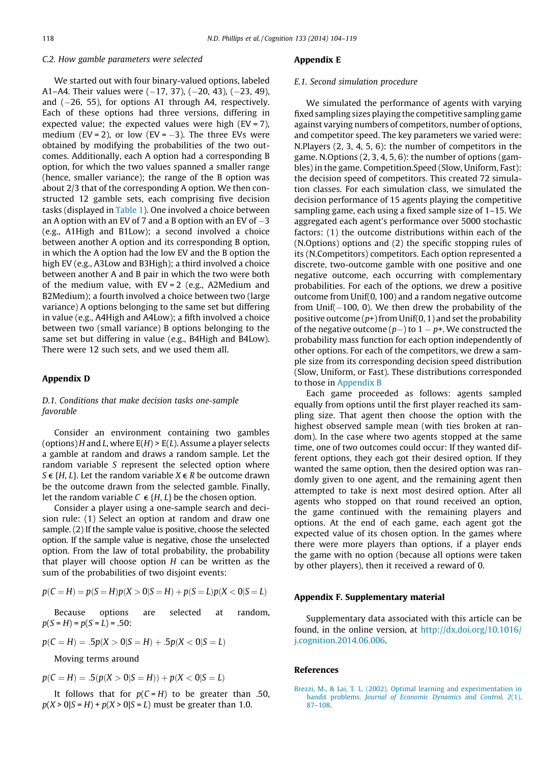### C.2. How gamble parameters were selected

We started out with four binary-valued options, labeled A1–A4. Their values were (−17, 37), (−20, 43), (−23, 49), and (−26, 55), for options A1 through A4, respectively. Each of these options had three versions, differing in expected value; the expected values were high (EV = 7), medium (EV = 2), or low (EV = −3). The three EVs were obtained by modifying the probabilities of the two outcomes. Additionally, each A option had a corresponding B option, for which the two values spanned a smaller range (hence, smaller variance); the range of the B option was about 2/3 that of the corresponding A option. We then constructed 12 gamble sets, each comprising five decision tasks (displayed in Table 1). One involved a choice between an A option with an EV of 7 and a B option with an EV of −3 (e.g., A1High and B1Low); a second involved a choice between another A option and its corresponding B option, in which the A option had the low EV and the B option the high EV (e.g., A3Low and B3High); a third involved a choice between another A and B pair in which the two were both of the medium value, with EV = 2 (e.g., A2Medium and B2Medium); a fourth involved a choice between two (large variance) A options belonging to the same set but differing in value (e.g., A4High and A4Low); a fifth involved a choice between two (small variance) B options belonging to the same set but differing in value (e.g., B4High and B4Low). There were 12 such sets, and we used them all.

## Appendix D

### D.1. Conditions that make decision tasks one-sample favorable

Consider an environment containing two gambles (options) $H$ and $L$, where $E(H) > E(L)$. Assume a player selects a gamble at random and draws a random sample. Let the random variable $S$ represent the selected option where $S \in \{H, L\}$. Let the random variable $X \in R$ be outcome drawn be the outcome drawn from the selected gamble. Finally, let the random variable $C \in \{H, L\}$ be the chosen option.

Consider a player using a one-sample search and decision rule: (1) Select an option at random and draw one sample. (2) If the sample value is positive, choose the selected option. If the sample value is negative, chose the unselected option. From the law of total probability, the probability that player will choose option $H$ can be written as the sum of the probabilities of two disjoint events:

$$p(C = H) = p(S = H)p(X > 0|S = H) + p(S = L)p(X < 0|S = L)$$

Because options are selected at random, $p(S = H) = p(S = L) = .50$:

$$p(C = H) = .5p(X > 0|S = H) + .5p(X < 0|S = L)$$

Moving terms around

$$p(C = H) = .5(p(X > 0|S = H)) + p(X < 0|S = L)$$

It follows that for $p(C = H)$ to be greater than .50, $p(X > 0|S = H) + p(X > 0|S = L)$ must be greater than 1.0.

## Appendix E

### E.1. Second simulation procedure

We simulated the performance of agents with varying fixed sampling sizes playing the competitive sampling game against varying numbers of competitors, number of options, and competitor speed. The key parameters we varied were: N.Players (2, 3, 4, 5, 6): the number of competitors in the game. N.Options (2, 3, 4, 5, 6): the number of options (gambles) in the game. Competition.Speed (Slow, Uniform, Fast): the decision speed of competitors. This created 72 simulation classes. For each simulation class, we simulated the decision performance of 15 agents playing the competitive sampling game, each using a fixed sample size of 1–15. We aggregated each agent's performance over 5000 stochastic factors: (1) the outcome distributions within each of the (N.Options) options and (2) the specific stopping rules of its (N.Competitors) competitors. Each option represented a discrete, two-outcome gamble with one positive and one negative outcome, each occurring with complementary probabilities. For each of the options, we drew a positive outcome from Unif(0, 100) and a random negative outcome from Unif(−100, 0). We then drew the probability of the positive outcome ($p+$) from Unif(0, 1) and set the probability of the negative outcome ($p-$) to $1 - p+$. We constructed the probability mass function for each option independently of other options. For each of the competitors, we drew a sample size from its corresponding decision speed distribution (Slow, Uniform, or Fast). These distributions corresponded to those in Appendix B

Each game proceeded as follows: agents sampled equally from options until the first player reached its sampling size. That agent then choose the option with the highest observed sample mean (with ties broken at random). In the case where two agents stopped at the same time, one of two outcomes could occur: If they wanted different options, they each got their desired option. If they wanted the same option, then the desired option was randomly given to one agent, and the remaining agent then attempted to take is next most desired option. After all agents who stopped on that round received an option, the game continued with the remaining players and options. At the end of each game, each agent got the expected value of its chosen option. In the games where there were more players than options, if a player ends the game with no option (because all options were taken by other players), then it received a reward of 0.

## Appendix F. Supplementary material

Supplementary data associated with this article can be found, in the online version, at http://dx.doi.org/10.1016/j.cognition.2014.06.006.

## References

Brezzi, M., & Lai, T. L. (2002). Optimal learning and experimentation in bandit problems. *Journal of Economic Dynamics and Control, 2*(1), 87–108.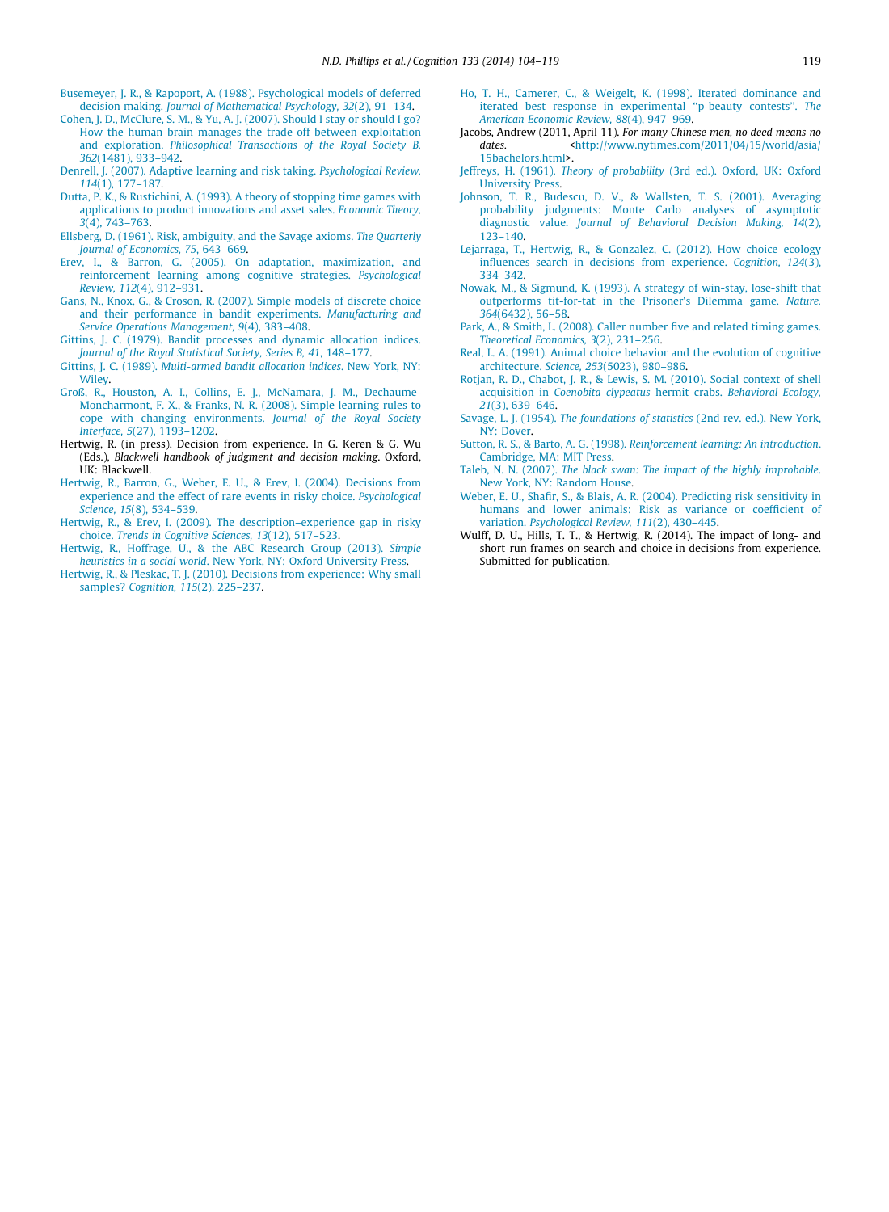Busemeyer, J. R., & Rapoport, A. (1988). Psychological models of deferred decision making. *Journal of Mathematical Psychology, 32*(2), 91–134.

Cohen, J. D., McClure, S. M., & Yu, A. J. (2007). Should I stay or should I go? How the human brain manages the trade-off between exploitation and exploration. *Philosophical Transactions of the Royal Society B, 362*(1481), 933–942.

Denrell, J. (2007). Adaptive learning and risk taking. *Psychological Review, 114*(1), 177–187.

Dutta, P. K., & Rustichini, A. (1993). A theory of stopping time games with applications to product innovations and asset sales. *Economic Theory, 3*(4), 743–763.

Ellsberg, D. (1961). Risk, ambiguity, and the Savage axioms. *The Quarterly Journal of Economics, 75*, 643–669.

Erev, I., & Barron, G. (2005). On adaptation, maximization, and reinforcement learning among cognitive strategies. *Psychological Review, 112*(4), 912–931.

Gans, N., Knox, G., & Croson, R. (2007). Simple models of discrete choice and their performance in bandit experiments. *Manufacturing and Service Operations Management, 9*(4), 383–408.

Gittins, J. C. (1979). Bandit processes and dynamic allocation indices. *Journal of the Royal Statistical Society, Series B, 41*, 148–177.

Gittins, J. C. (1989). *Multi-armed bandit allocation indices*. New York, NY: Wiley.

Groß, R., Houston, A. I., Collins, E. J., McNamara, J. M., Dechaume-Moncharmont, F. X., & Franks, N. R. (2008). Simple learning rules to cope with changing environments. *Journal of the Royal Society Interface, 5*(27), 1193–1202.

Hertwig, R. (in press). Decision from experience. In G. Keren & G. Wu (Eds.), *Blackwell handbook of judgment and decision making*. Oxford, UK: Blackwell.

Hertwig, R., Barron, G., Weber, E. U., & Erev, I. (2004). Decisions from experience and the effect of rare events in risky choice. *Psychological Science, 15*(8), 534–539.

Hertwig, R., & Erev, I. (2009). The description–experience gap in risky choice. *Trends in Cognitive Sciences, 13*(12), 517–523.

Hertwig, R., Hoffrage, U., & the ABC Research Group (2013). *Simple heuristics in a social world*. New York, NY: Oxford University Press.

Hertwig, R., & Pleskac, T. J. (2010). Decisions from experience: Why small samples? *Cognition, 115*(2), 225–237.

Ho, T. H., Camerer, C., & Weigelt, K. (1998). Iterated dominance and iterated best response in experimental "p-beauty contests". *The American Economic Review, 88*(4), 947–969.

Jacobs, Andrew (2011, April 11). *For many Chinese men, no deed means no dates*. <http://www.nytimes.com/2011/04/15/world/asia/15bachelors.html>.

Jeffreys, H. (1961). *Theory of probability* (3rd ed.). Oxford, UK: Oxford University Press.

Johnson, T. R., Budescu, D. V., & Wallsten, T. S. (2001). Averaging probability judgments: Monte Carlo analyses of asymptotic diagnostic value. *Journal of Behavioral Decision Making, 14*(2), 123–140.

Lejarraga, T., Hertwig, R., & Gonzalez, C. (2012). How choice ecology influences search in decisions from experience. *Cognition, 124*(3), 334–342.

Nowak, M., & Sigmund, K. (1993). A strategy of win-stay, lose-shift that outperforms tit-for-tat in the Prisoner's Dilemma game. *Nature, 364*(6432), 56–58.

Park, A., & Smith, L. (2008). Caller number five and related timing games. *Theoretical Economics, 3*(2), 231–256.

Real, L. A. (1991). Animal choice behavior and the evolution of cognitive architecture. *Science, 253*(5023), 980–986.

Rotjan, R. D., Chabot, J. R., & Lewis, S. M. (2010). Social context of shell acquisition in *Coenobita clypeatus* hermit crabs. *Behavioral Ecology, 21*(3), 639–646.

Savage, L. J. (1954). *The foundations of statistics* (2nd rev. ed.). New York, NY: Dover.

Sutton, R. S., & Barto, A. G. (1998). *Reinforcement learning: An introduction*. Cambridge, MA: MIT Press.

Taleb, N. N. (2007). *The black swan: The impact of the highly improbable*. New York, NY: Random House.

Weber, E. U., Shafir, S., & Blais, A. R. (2004). Predicting risk sensitivity in humans and lower animals: Risk as variance or coefficient of variation. *Psychological Review, 111*(2), 430–445.

Wulff, D. U., Hills, T. T., & Hertwig, R. (2014). The impact of long- and short-run frames on search and choice in decisions from experience. Submitted for publication.